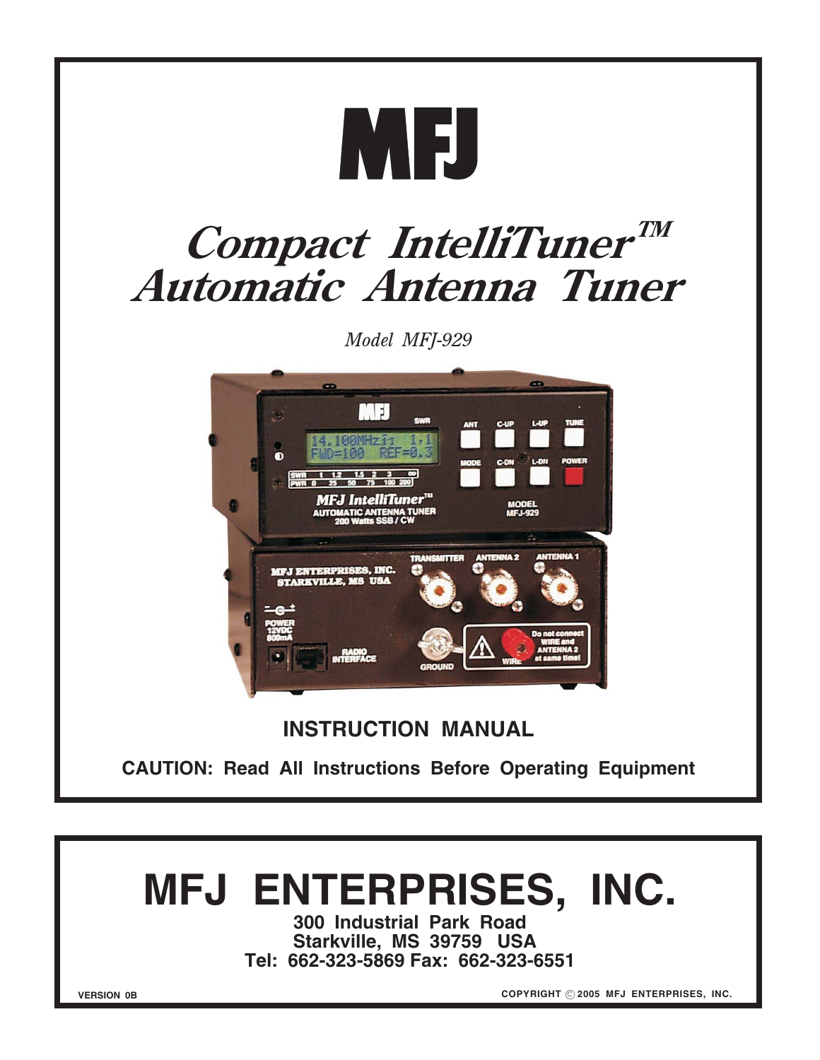# MFJ

# *Compact IntelliTuner™ Automatic Antenna Tuner*

*Model MFJ-929*

**INSTRUCTION MANUAL**

**CAUTION: Read All Instructions Before Operating Equipment**

# MFJ ENTERPRISES, INC.

**300 Industrial Park Road**
**Starkville, MS 39759 USA**
**Tel: 662-323-5869 Fax: 662-323-6551**

**VERSION 0B**

**COPYRIGHT © 2005 MFJ ENTERPRISES, INC.**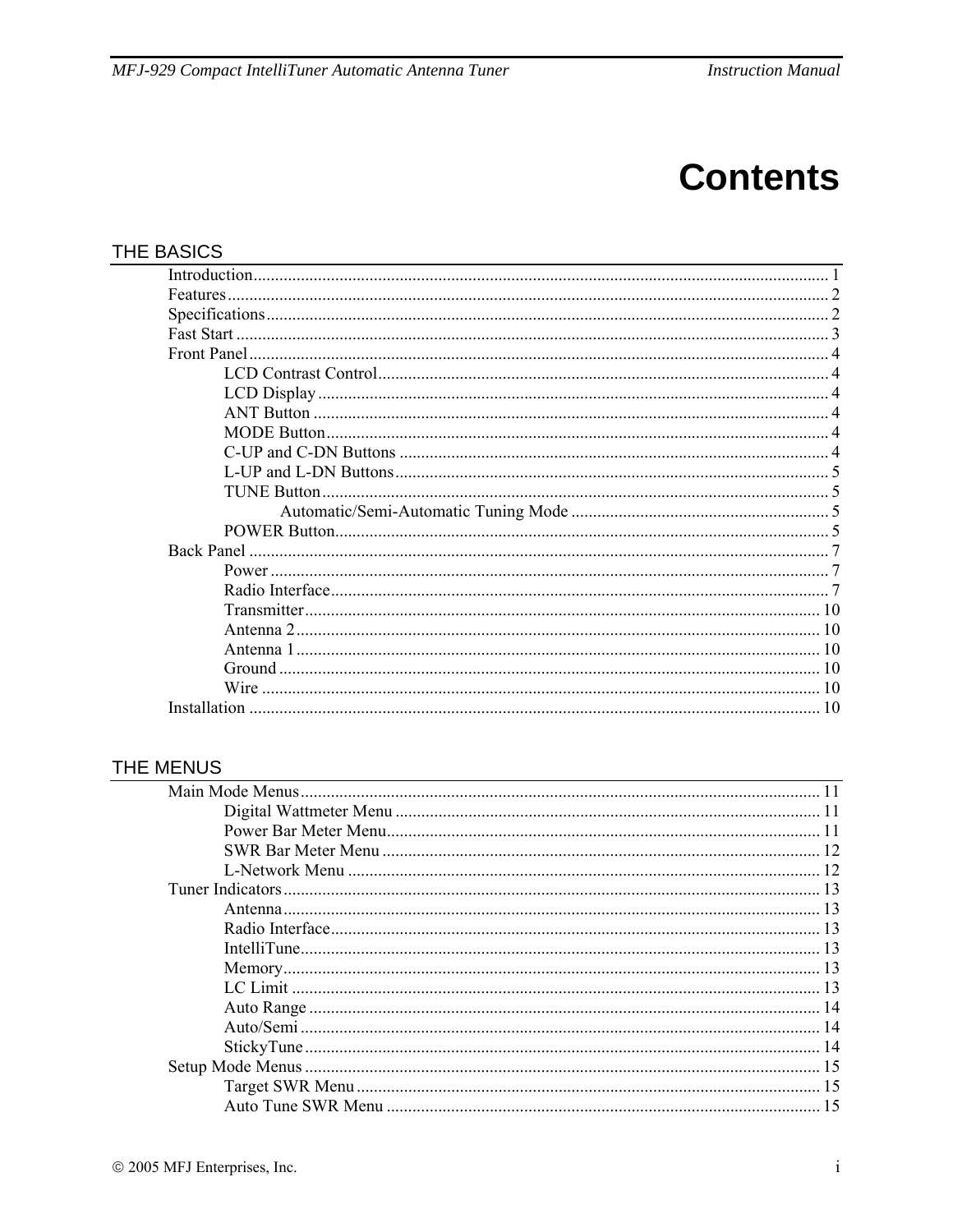# Contents

## THE BASICS

- Introduction ..... 1
- Features ..... 2
- Specifications ..... 2
- Fast Start ..... 3
- Front Panel ..... 4
  - LCD Contrast Control ..... 4
  - LCD Display ..... 4
  - ANT Button ..... 4
  - MODE Button ..... 4
  - C-UP and C-DN Buttons ..... 4
  - L-UP and L-DN Buttons ..... 5
  - TUNE Button ..... 5
    - Automatic/Semi-Automatic Tuning Mode ..... 5
  - POWER Button ..... 5
- Back Panel ..... 7
  - Power ..... 7
  - Radio Interface ..... 7
  - Transmitter ..... 10
  - Antenna 2 ..... 10
  - Antenna 1 ..... 10
  - Ground ..... 10
  - Wire ..... 10
- Installation ..... 10

## THE MENUS

- Main Mode Menus ..... 11
  - Digital Wattmeter Menu ..... 11
  - Power Bar Meter Menu ..... 11
  - SWR Bar Meter Menu ..... 12
  - L-Network Menu ..... 12
- Tuner Indicators ..... 13
  - Antenna ..... 13
  - Radio Interface ..... 13
  - IntelliTune ..... 13
  - Memory ..... 13
  - LC Limit ..... 13
  - Auto Range ..... 14
  - Auto/Semi ..... 14
  - StickyTune ..... 14
- Setup Mode Menus ..... 15
  - Target SWR Menu ..... 15
  - Auto Tune SWR Menu ..... 15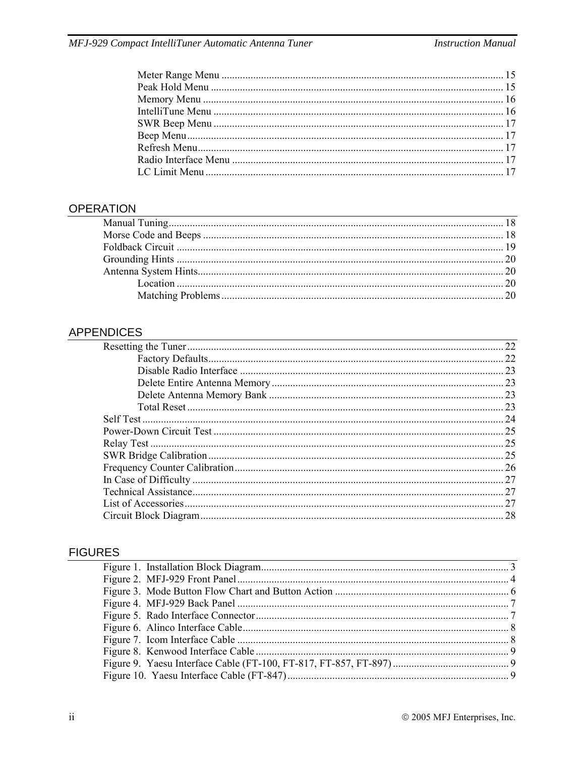Meter Range Menu .......... 15
Peak Hold Menu .......... 15
Memory Menu .......... 16
IntelliTune Menu .......... 16
SWR Beep Menu .......... 17
Beep Menu .......... 17
Refresh Menu .......... 17
Radio Interface Menu .......... 17
LC Limit Menu .......... 17

## OPERATION

Manual Tuning .......... 18
Morse Code and Beeps .......... 18
Foldback Circuit .......... 19
Grounding Hints .......... 20
Antenna System Hints .......... 20
Location .......... 20
Matching Problems .......... 20

## APPENDICES

Resetting the Tuner .......... 22
Factory Defaults .......... 22
Disable Radio Interface .......... 23
Delete Entire Antenna Memory .......... 23
Delete Antenna Memory Bank .......... 23
Total Reset .......... 23
Self Test .......... 24
Power-Down Circuit Test .......... 25
Relay Test .......... 25
SWR Bridge Calibration .......... 25
Frequency Counter Calibration .......... 26
In Case of Difficulty .......... 27
Technical Assistance .......... 27
List of Accessories .......... 27
Circuit Block Diagram .......... 28

## FIGURES

Figure 1. Installation Block Diagram .......... 3
Figure 2. MFJ-929 Front Panel .......... 4
Figure 3. Mode Button Flow Chart and Button Action .......... 6
Figure 4. MFJ-929 Back Panel .......... 7
Figure 5. Rado Interface Connector .......... 7
Figure 6. Alinco Interface Cable .......... 8
Figure 7. Icom Interface Cable .......... 8
Figure 8. Kenwood Interface Cable .......... 9
Figure 9. Yaesu Interface Cable (FT-100, FT-817, FT-857, FT-897) .......... 9
Figure 10. Yaesu Interface Cable (FT-847) .......... 9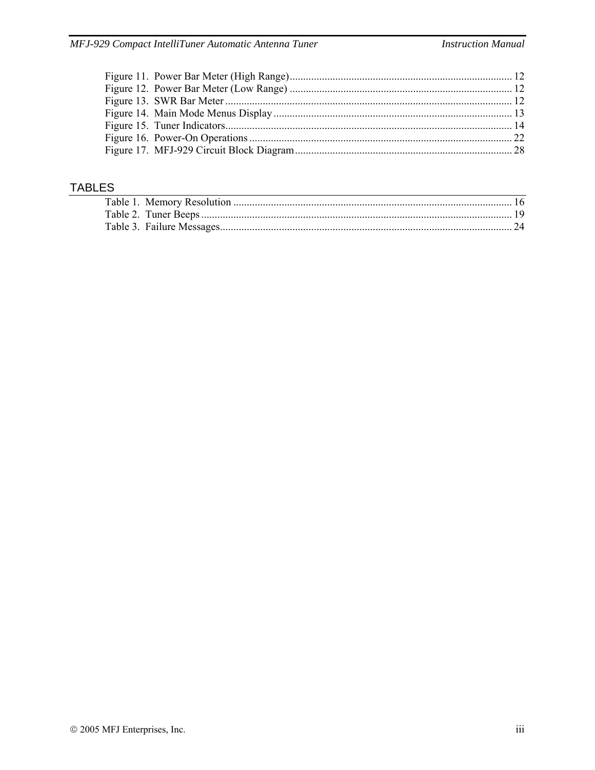Figure 11. Power Bar Meter (High Range) .................................................. 12
Figure 12. Power Bar Meter (Low Range) .................................................. 12
Figure 13. SWR Bar Meter .................................................. 12
Figure 14. Main Mode Menus Display .................................................. 13
Figure 15. Tuner Indicators .................................................. 14
Figure 16. Power-On Operations .................................................. 22
Figure 17. MFJ-929 Circuit Block Diagram .................................................. 28

## TABLES

Table 1. Memory Resolution .................................................. 16
Table 2. Tuner Beeps .................................................. 19
Table 3. Failure Messages .................................................. 24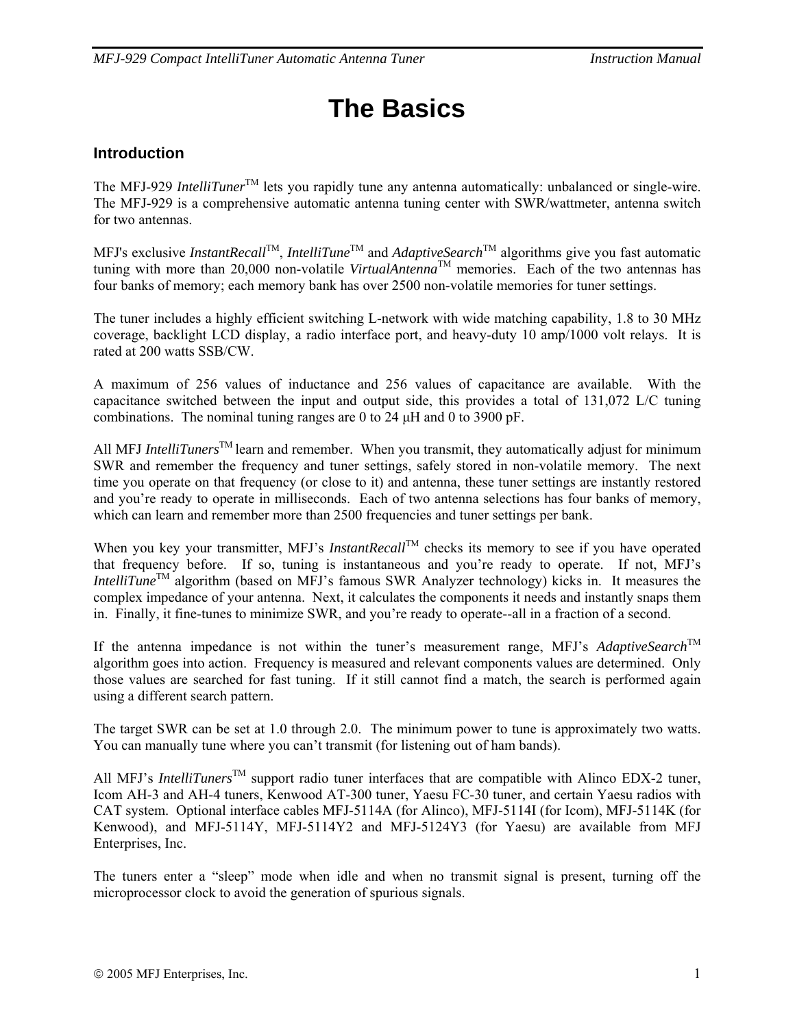# The Basics

## Introduction

The MFJ-929 *IntelliTuner*™ lets you rapidly tune any antenna automatically: unbalanced or single-wire. The MFJ-929 is a comprehensive automatic antenna tuning center with SWR/wattmeter, antenna switch for two antennas.

MFJ's exclusive *InstantRecall*™, *IntelliTune*™ and *AdaptiveSearch*™ algorithms give you fast automatic tuning with more than 20,000 non-volatile *VirtualAntenna*™ memories. Each of the two antennas has four banks of memory; each memory bank has over 2500 non-volatile memories for tuner settings.

The tuner includes a highly efficient switching L-network with wide matching capability, 1.8 to 30 MHz coverage, backlight LCD display, a radio interface port, and heavy-duty 10 amp/1000 volt relays. It is rated at 200 watts SSB/CW.

A maximum of 256 values of inductance and 256 values of capacitance are available. With the capacitance switched between the input and output side, this provides a total of 131,072 L/C tuning combinations. The nominal tuning ranges are 0 to 24 µH and 0 to 3900 pF.

All MFJ *IntelliTuners*™ learn and remember. When you transmit, they automatically adjust for minimum SWR and remember the frequency and tuner settings, safely stored in non-volatile memory. The next time you operate on that frequency (or close to it) and antenna, these tuner settings are instantly restored and you're ready to operate in milliseconds. Each of two antenna selections has four banks of memory, which can learn and remember more than 2500 frequencies and tuner settings per bank.

When you key your transmitter, MFJ's *InstantRecall*™ checks its memory to see if you have operated that frequency before. If so, tuning is instantaneous and you're ready to operate. If not, MFJ's *IntelliTune*™ algorithm (based on MFJ's famous SWR Analyzer technology) kicks in. It measures the complex impedance of your antenna. Next, it calculates the components it needs and instantly snaps them in. Finally, it fine-tunes to minimize SWR, and you're ready to operate--all in a fraction of a second.

If the antenna impedance is not within the tuner's measurement range, MFJ's *AdaptiveSearch*™ algorithm goes into action. Frequency is measured and relevant components values are determined. Only those values are searched for fast tuning. If it still cannot find a match, the search is performed again using a different search pattern.

The target SWR can be set at 1.0 through 2.0. The minimum power to tune is approximately two watts. You can manually tune where you can't transmit (for listening out of ham bands).

All MFJ's *IntelliTuners*™ support radio tuner interfaces that are compatible with Alinco EDX-2 tuner, Icom AH-3 and AH-4 tuners, Kenwood AT-300 tuner, Yaesu FC-30 tuner, and certain Yaesu radios with CAT system. Optional interface cables MFJ-5114A (for Alinco), MFJ-5114I (for Icom), MFJ-5114K (for Kenwood), and MFJ-5114Y, MFJ-5114Y2 and MFJ-5124Y3 (for Yaesu) are available from MFJ Enterprises, Inc.

The tuners enter a "sleep" mode when idle and when no transmit signal is present, turning off the microprocessor clock to avoid the generation of spurious signals.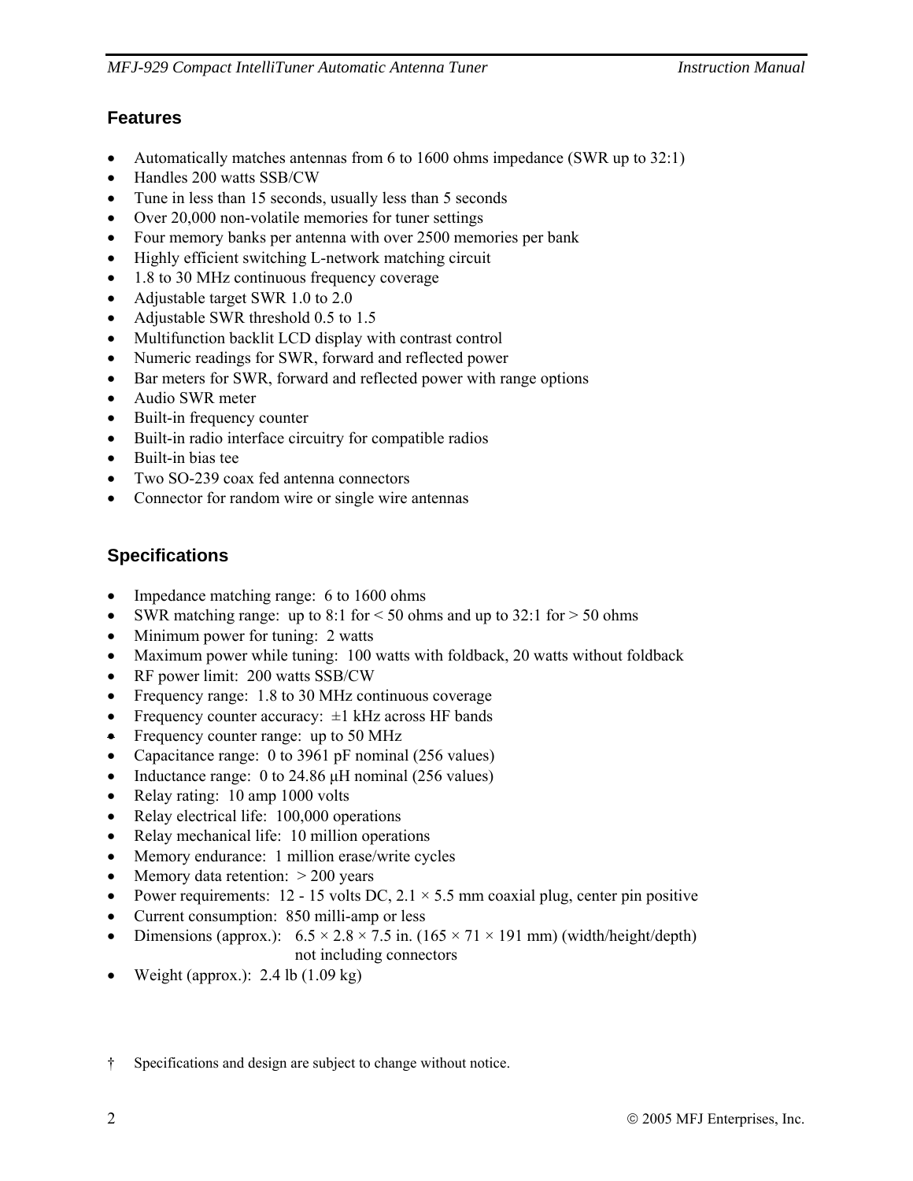## Features

- Automatically matches antennas from 6 to 1600 ohms impedance (SWR up to 32:1)
- Handles 200 watts SSB/CW
- Tune in less than 15 seconds, usually less than 5 seconds
- Over 20,000 non-volatile memories for tuner settings
- Four memory banks per antenna with over 2500 memories per bank
- Highly efficient switching L-network matching circuit
- 1.8 to 30 MHz continuous frequency coverage
- Adjustable target SWR 1.0 to 2.0
- Adjustable SWR threshold 0.5 to 1.5
- Multifunction backlit LCD display with contrast control
- Numeric readings for SWR, forward and reflected power
- Bar meters for SWR, forward and reflected power with range options
- Audio SWR meter
- Built-in frequency counter
- Built-in radio interface circuitry for compatible radios
- Built-in bias tee
- Two SO-239 coax fed antenna connectors
- Connector for random wire or single wire antennas

## Specifications

- Impedance matching range: 6 to 1600 ohms
- SWR matching range: up to 8:1 for < 50 ohms and up to 32:1 for > 50 ohms
- Minimum power for tuning: 2 watts
- Maximum power while tuning: 100 watts with foldback, 20 watts without foldback
- RF power limit: 200 watts SSB/CW
- Frequency range: 1.8 to 30 MHz continuous coverage
- Frequency counter accuracy: ±1 kHz across HF bands
- Frequency counter range: up to 50 MHz
- Capacitance range: 0 to 3961 pF nominal (256 values)
- Inductance range: 0 to 24.86 μH nominal (256 values)
- Relay rating: 10 amp 1000 volts
- Relay electrical life: 100,000 operations
- Relay mechanical life: 10 million operations
- Memory endurance: 1 million erase/write cycles
- Memory data retention: > 200 years
- Power requirements: 12 - 15 volts DC, 2.1 × 5.5 mm coaxial plug, center pin positive
- Current consumption: 850 milli-amp or less
- Dimensions (approx.): 6.5 × 2.8 × 7.5 in. (165 × 71 × 191 mm) (width/height/depth) not including connectors
- Weight (approx.): 2.4 lb (1.09 kg)

† Specifications and design are subject to change without notice.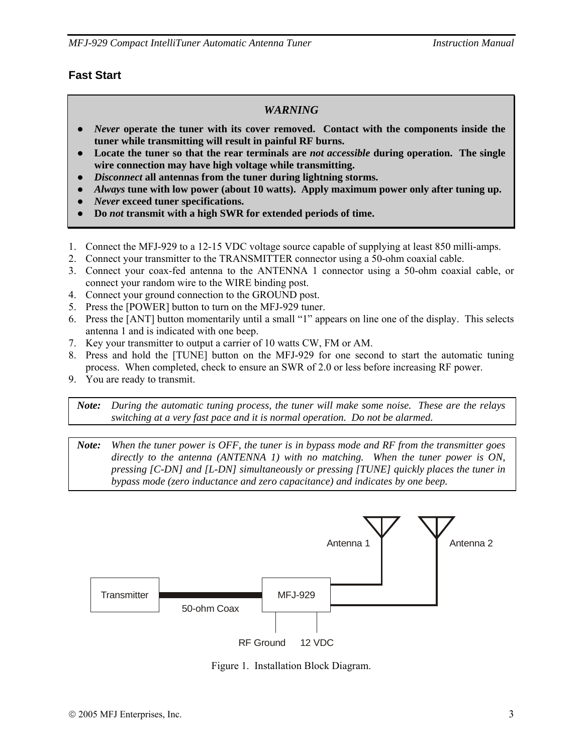## Fast Start

> ***WARNING***
>
> - ***Never* operate the tuner with its cover removed. Contact with the components inside the tuner while transmitting will result in painful RF burns.**
> - **Locate the tuner so that the rear terminals are *not accessible* during operation. The single wire connection may have high voltage while transmitting.**
> - ***Disconnect* all antennas from the tuner during lightning storms.**
> - ***Always* tune with low power (about 10 watts). Apply maximum power only after tuning up.**
> - ***Never* exceed tuner specifications.**
> - **Do *not* transmit with a high SWR for extended periods of time.**

1. Connect the MFJ-929 to a 12-15 VDC voltage source capable of supplying at least 850 milli-amps.
2. Connect your transmitter to the TRANSMITTER connector using a 50-ohm coaxial cable.
3. Connect your coax-fed antenna to the ANTENNA 1 connector using a 50-ohm coaxial cable, or connect your random wire to the WIRE binding post.
4. Connect your ground connection to the GROUND post.
5. Press the [POWER] button to turn on the MFJ-929 tuner.
6. Press the [ANT] button momentarily until a small "1" appears on line one of the display. This selects antenna 1 and is indicated with one beep.
7. Key your transmitter to output a carrier of 10 watts CW, FM or AM.
8. Press and hold the [TUNE] button on the MFJ-929 for one second to start the automatic tuning process. When completed, check to ensure an SWR of 2.0 or less before increasing RF power.
9. You are ready to transmit.

| **Note:** | *During the automatic tuning process, the tuner will make some noise. These are the relays switching at a very fast pace and it is normal operation. Do not be alarmed.* |
|---|---|

| **Note:** | *When the tuner power is OFF, the tuner is in bypass mode and RF from the transmitter goes directly to the antenna (ANTENNA 1) with no matching. When the tuner power is ON, pressing [C-DN] and [L-DN] simultaneously or pressing [TUNE] quickly places the tuner in bypass mode (zero inductance and zero capacitance) and indicates by one beep.* |
|---|---|

Antenna 1 Antenna 2

Transmitter 50-ohm Coax MFJ-929

RF Ground 12 VDC

Figure 1. Installation Block Diagram.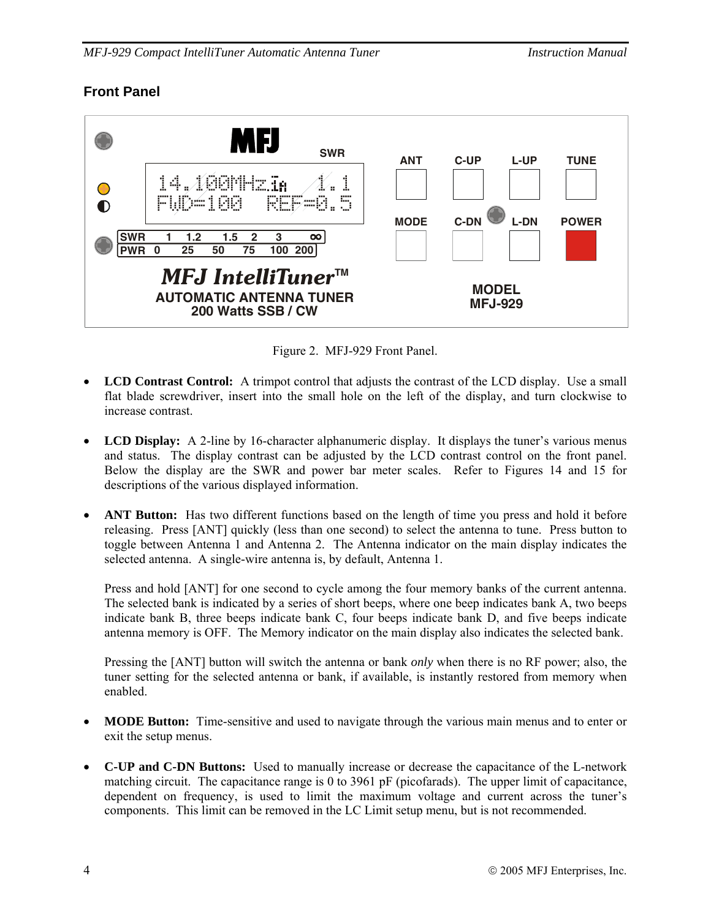## Front Panel

Figure 2. MFJ-929 Front Panel.

- **LCD Contrast Control:** A trimpot control that adjusts the contrast of the LCD display. Use a small flat blade screwdriver, insert into the small hole on the left of the display, and turn clockwise to increase contrast.

- **LCD Display:** A 2-line by 16-character alphanumeric display. It displays the tuner's various menus and status. The display contrast can be adjusted by the LCD contrast control on the front panel. Below the display are the SWR and power bar meter scales. Refer to Figures 14 and 15 for descriptions of the various displayed information.

- **ANT Button:** Has two different functions based on the length of time you press and hold it before releasing. Press [ANT] quickly (less than one second) to select the antenna to tune. Press button to toggle between Antenna 1 and Antenna 2. The Antenna indicator on the main display indicates the selected antenna. A single-wire antenna is, by default, Antenna 1.

  Press and hold [ANT] for one second to cycle among the four memory banks of the current antenna. The selected bank is indicated by a series of short beeps, where one beep indicates bank A, two beeps indicate bank B, three beeps indicate bank C, four beeps indicate bank D, and five beeps indicate antenna memory is OFF. The Memory indicator on the main display also indicates the selected bank.

  Pressing the [ANT] button will switch the antenna or bank *only* when there is no RF power; also, the tuner setting for the selected antenna or bank, if available, is instantly restored from memory when enabled.

- **MODE Button:** Time-sensitive and used to navigate through the various main menus and to enter or exit the setup menus.

- **C-UP and C-DN Buttons:** Used to manually increase or decrease the capacitance of the L-network matching circuit. The capacitance range is 0 to 3961 pF (picofarads). The upper limit of capacitance, dependent on frequency, is used to limit the maximum voltage and current across the tuner's components. This limit can be removed in the LC Limit setup menu, but is not recommended.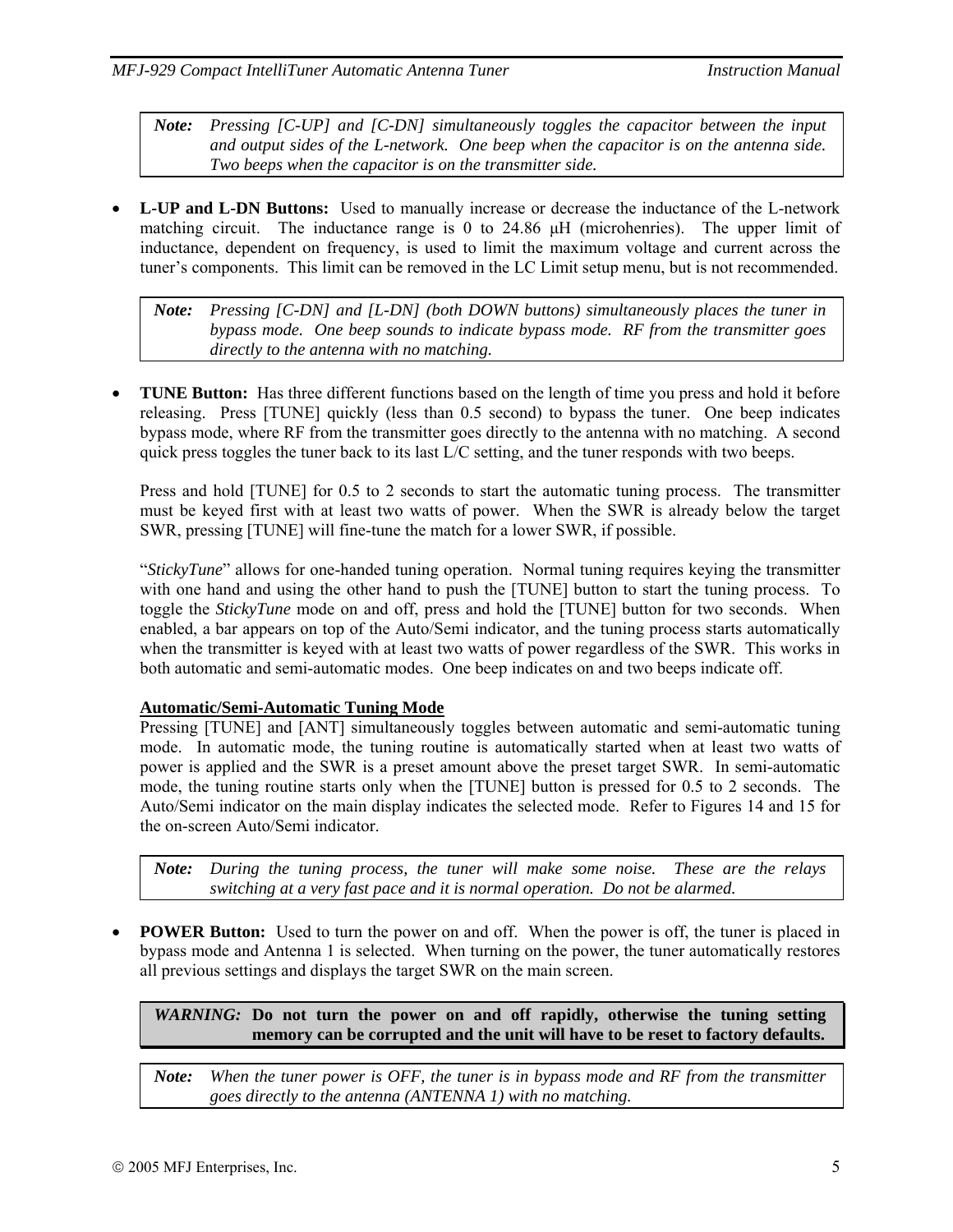> ***Note:*** *Pressing [C-UP] and [C-DN] simultaneously toggles the capacitor between the input and output sides of the L-network. One beep when the capacitor is on the antenna side. Two beeps when the capacitor is on the transmitter side.*

- **L-UP and L-DN Buttons:** Used to manually increase or decrease the inductance of the L-network matching circuit. The inductance range is 0 to 24.86 µH (microhenries). The upper limit of inductance, dependent on frequency, is used to limit the maximum voltage and current across the tuner's components. This limit can be removed in the LC Limit setup menu, but is not recommended.

> ***Note:*** *Pressing [C-DN] and [L-DN] (both DOWN buttons) simultaneously places the tuner in bypass mode. One beep sounds to indicate bypass mode. RF from the transmitter goes directly to the antenna with no matching.*

- **TUNE Button:** Has three different functions based on the length of time you press and hold it before releasing. Press [TUNE] quickly (less than 0.5 second) to bypass the tuner. One beep indicates bypass mode, where RF from the transmitter goes directly to the antenna with no matching. A second quick press toggles the tuner back to its last L/C setting, and the tuner responds with two beeps.

  Press and hold [TUNE] for 0.5 to 2 seconds to start the automatic tuning process. The transmitter must be keyed first with at least two watts of power. When the SWR is already below the target SWR, pressing [TUNE] will fine-tune the match for a lower SWR, if possible.

  "*StickyTune*" allows for one-handed tuning operation. Normal tuning requires keying the transmitter with one hand and using the other hand to push the [TUNE] button to start the tuning process. To toggle the *StickyTune* mode on and off, press and hold the [TUNE] button for two seconds. When enabled, a bar appears on top of the Auto/Semi indicator, and the tuning process starts automatically when the transmitter is keyed with at least two watts of power regardless of the SWR. This works in both automatic and semi-automatic modes. One beep indicates on and two beeps indicate off.

  **<u>Automatic/Semi-Automatic Tuning Mode</u>**
  Pressing [TUNE] and [ANT] simultaneously toggles between automatic and semi-automatic tuning mode. In automatic mode, the tuning routine is automatically started when at least two watts of power is applied and the SWR is a preset amount above the preset target SWR. In semi-automatic mode, the tuning routine starts only when the [TUNE] button is pressed for 0.5 to 2 seconds. The Auto/Semi indicator on the main display indicates the selected mode. Refer to Figures 14 and 15 for the on-screen Auto/Semi indicator.

> ***Note:*** *During the tuning process, the tuner will make some noise. These are the relays switching at a very fast pace and it is normal operation. Do not be alarmed.*

- **POWER Button:** Used to turn the power on and off. When the power is off, the tuner is placed in bypass mode and Antenna 1 is selected. When turning on the power, the tuner automatically restores all previous settings and displays the target SWR on the main screen.

> ***WARNING:*** **Do not turn the power on and off rapidly, otherwise the tuning setting memory can be corrupted and the unit will have to be reset to factory defaults.**

> ***Note:*** *When the tuner power is OFF, the tuner is in bypass mode and RF from the transmitter goes directly to the antenna (ANTENNA 1) with no matching.*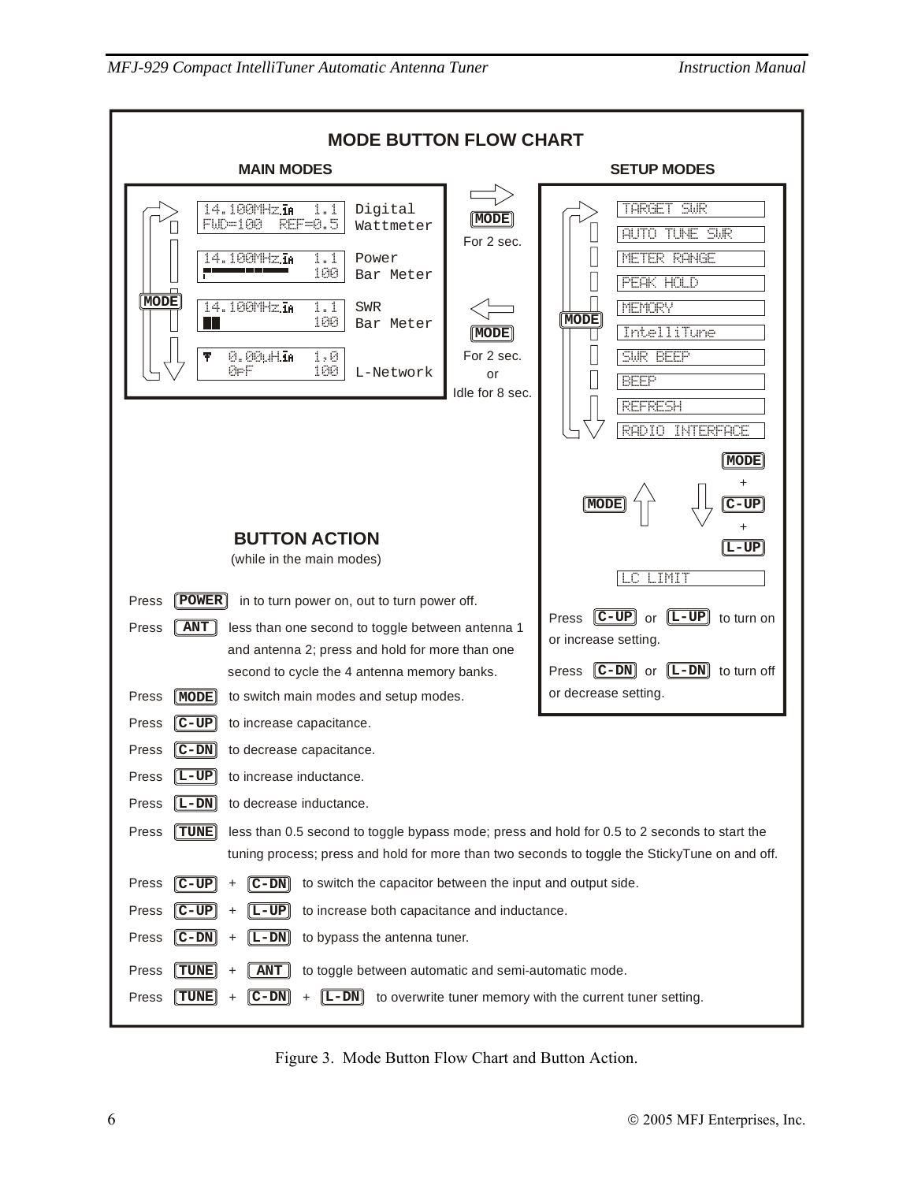## MODE BUTTON FLOW CHART

### MAIN MODES

| Display | Mode |
|---|---|
| 14.100MHz 1.1 / FWD=100 REF=0.5 | Digital Wattmeter |
| 14.100MHz 1.1 / 100 | Power Bar Meter |
| 14.100MHz 1.1 / 100 | SWR Bar Meter |
| 0.00uH 1.0 / 0pF 100 | L-Network |

MODE (cycles through main modes)

MODE For 2 sec. → SETUP MODES

← MODE For 2 sec. or Idle for 8 sec.

### SETUP MODES

- TARGET SWR
- AUTO TUNE SWR
- METER RANGE
- PEAK HOLD
- MEMORY
- IntelliTune
- SWR BEEP
- BEEP
- REFRESH
- RADIO INTERFACE

MODE (cycles through setup modes)

MODE + C-UP + L-UP → LC LIMIT; MODE ← back

Press C-UP or L-UP to turn on or increase setting.

Press C-DN or L-DN to turn off or decrease setting.

### BUTTON ACTION

(while in the main modes)

Press **POWER** in to turn power on, out to turn power off.

Press **ANT** less than one second to toggle between antenna 1 and antenna 2; press and hold for more than one second to cycle the 4 antenna memory banks.

Press **MODE** to switch main modes and setup modes.

Press **C-UP** to increase capacitance.

Press **C-DN** to decrease capacitance.

Press **L-UP** to increase inductance.

Press **L-DN** to decrease inductance.

Press **TUNE** less than 0.5 second to toggle bypass mode; press and hold for 0.5 to 2 seconds to start the tuning process; press and hold for more than two seconds to toggle the StickyTune on and off.

Press **C-UP** + **C-DN** to switch the capacitor between the input and output side.

Press **C-UP** + **L-UP** to increase both capacitance and inductance.

Press **C-DN** + **L-DN** to bypass the antenna tuner.

Press **TUNE** + **ANT** to toggle between automatic and semi-automatic mode.

Press **TUNE** + **C-DN** + **L-DN** to overwrite tuner memory with the current tuner setting.

Figure 3. Mode Button Flow Chart and Button Action.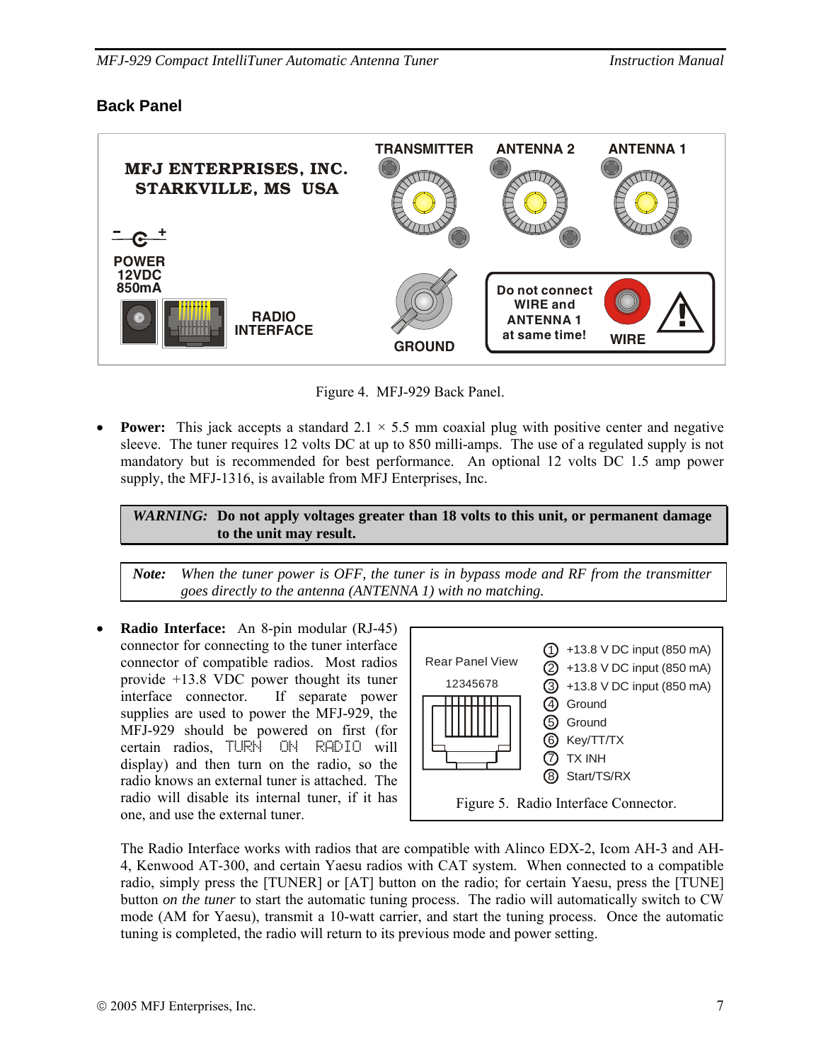## Back Panel

Figure 4. MFJ-929 Back Panel.

- **Power:** This jack accepts a standard 2.1 × 5.5 mm coaxial plug with positive center and negative sleeve. The tuner requires 12 volts DC at up to 850 milli-amps. The use of a regulated supply is not mandatory but is recommended for best performance. An optional 12 volts DC 1.5 amp power supply, the MFJ-1316, is available from MFJ Enterprises, Inc.

> ***WARNING:*** **Do not apply voltages greater than 18 volts to this unit, or permanent damage to the unit may result.**

> ***Note:*** *When the tuner power is OFF, the tuner is in bypass mode and RF from the transmitter goes directly to the antenna (ANTENNA 1) with no matching.*

- **Radio Interface:** An 8-pin modular (RJ-45) connector for connecting to the tuner interface connector of compatible radios. Most radios provide +13.8 VDC power thought its tuner interface connector. If separate power supplies are used to power the MFJ-929, the MFJ-929 should be powered on first (for certain radios, TURN ON RADIO will display) and then turn on the radio, so the radio knows an external tuner is attached. The radio will disable its internal tuner, if it has one, and use the external tuner.

Rear Panel View 12345678

| Pin | Function |
|---|---|
| 1 | +13.8 V DC input (850 mA) |
| 2 | +13.8 V DC input (850 mA) |
| 3 | +13.8 V DC input (850 mA) |
| 4 | Ground |
| 5 | Ground |
| 6 | Key/TT/TX |
| 7 | TX INH |
| 8 | Start/TS/RX |

Figure 5. Radio Interface Connector.

The Radio Interface works with radios that are compatible with Alinco EDX-2, Icom AH-3 and AH-4, Kenwood AT-300, and certain Yaesu radios with CAT system. When connected to a compatible radio, simply press the [TUNER] or [AT] button on the radio; for certain Yaesu, press the [TUNE] button *on the tuner* to start the automatic tuning process. The radio will automatically switch to CW mode (AM for Yaesu), transmit a 10-watt carrier, and start the tuning process. Once the automatic tuning is completed, the radio will return to its previous mode and power setting.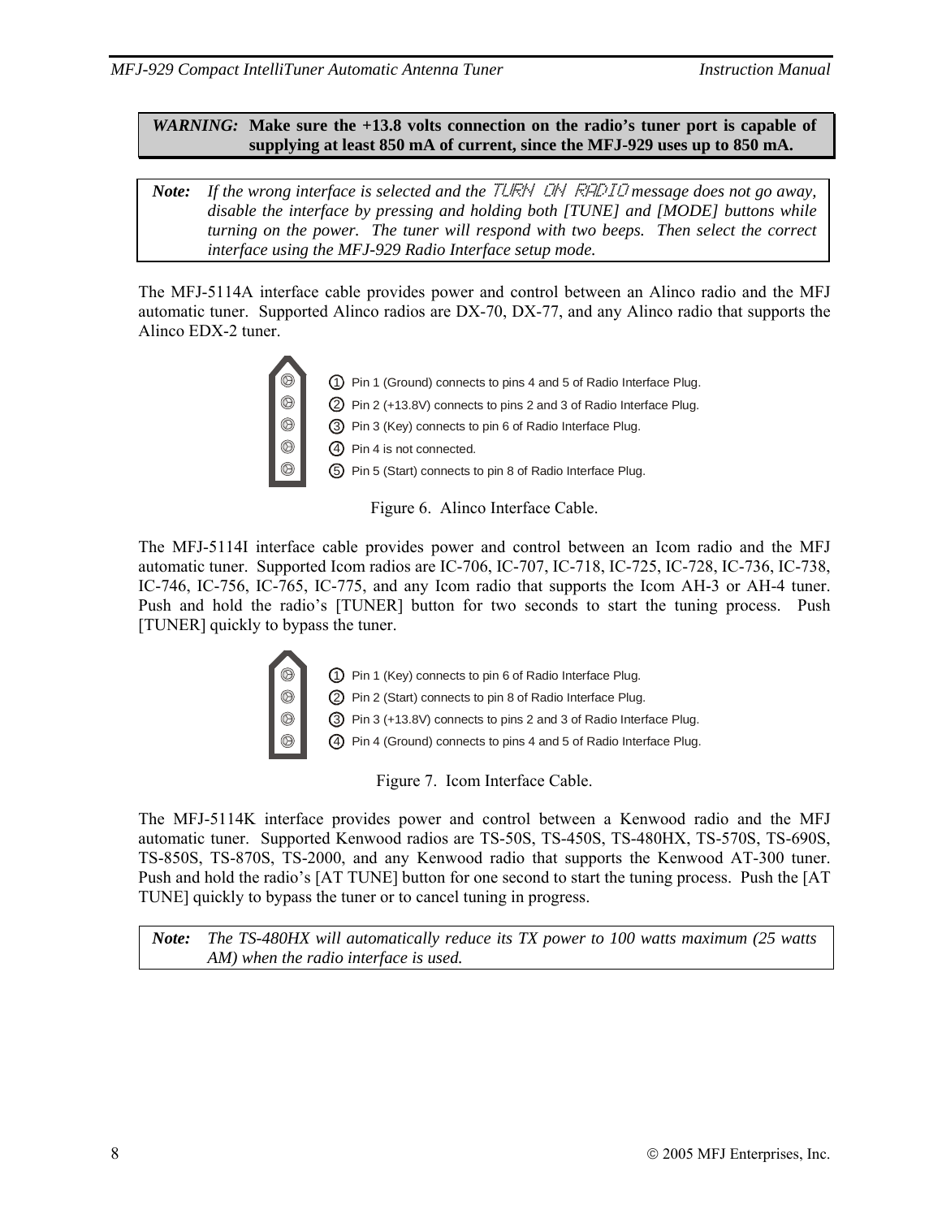> ***WARNING:*** **Make sure the +13.8 volts connection on the radio's tuner port is capable of supplying at least 850 mA of current, since the MFJ-929 uses up to 850 mA.**

> ***Note:*** *If the wrong interface is selected and the TURN ON RADIO message does not go away, disable the interface by pressing and holding both [TUNE] and [MODE] buttons while turning on the power. The tuner will respond with two beeps. Then select the correct interface using the MFJ-929 Radio Interface setup mode.*

The MFJ-5114A interface cable provides power and control between an Alinco radio and the MFJ automatic tuner. Supported Alinco radios are DX-70, DX-77, and any Alinco radio that supports the Alinco EDX-2 tuner.

1. Pin 1 (Ground) connects to pins 4 and 5 of Radio Interface Plug.
2. Pin 2 (+13.8V) connects to pins 2 and 3 of Radio Interface Plug.
3. Pin 3 (Key) connects to pin 6 of Radio Interface Plug.
4. Pin 4 is not connected.
5. Pin 5 (Start) connects to pin 8 of Radio Interface Plug.

Figure 6. Alinco Interface Cable.

The MFJ-5114I interface cable provides power and control between an Icom radio and the MFJ automatic tuner. Supported Icom radios are IC-706, IC-707, IC-718, IC-725, IC-728, IC-736, IC-738, IC-746, IC-756, IC-765, IC-775, and any Icom radio that supports the Icom AH-3 or AH-4 tuner. Push and hold the radio's [TUNER] button for two seconds to start the tuning process. Push [TUNER] quickly to bypass the tuner.

1. Pin 1 (Key) connects to pin 6 of Radio Interface Plug.
2. Pin 2 (Start) connects to pin 8 of Radio Interface Plug.
3. Pin 3 (+13.8V) connects to pins 2 and 3 of Radio Interface Plug.
4. Pin 4 (Ground) connects to pins 4 and 5 of Radio Interface Plug.

Figure 7. Icom Interface Cable.

The MFJ-5114K interface provides power and control between a Kenwood radio and the MFJ automatic tuner. Supported Kenwood radios are TS-50S, TS-450S, TS-480HX, TS-570S, TS-690S, TS-850S, TS-870S, TS-2000, and any Kenwood radio that supports the Kenwood AT-300 tuner. Push and hold the radio's [AT TUNE] button for one second to start the tuning process. Push the [AT TUNE] quickly to bypass the tuner or to cancel tuning in progress.

> ***Note:*** *The TS-480HX will automatically reduce its TX power to 100 watts maximum (25 watts AM) when the radio interface is used.*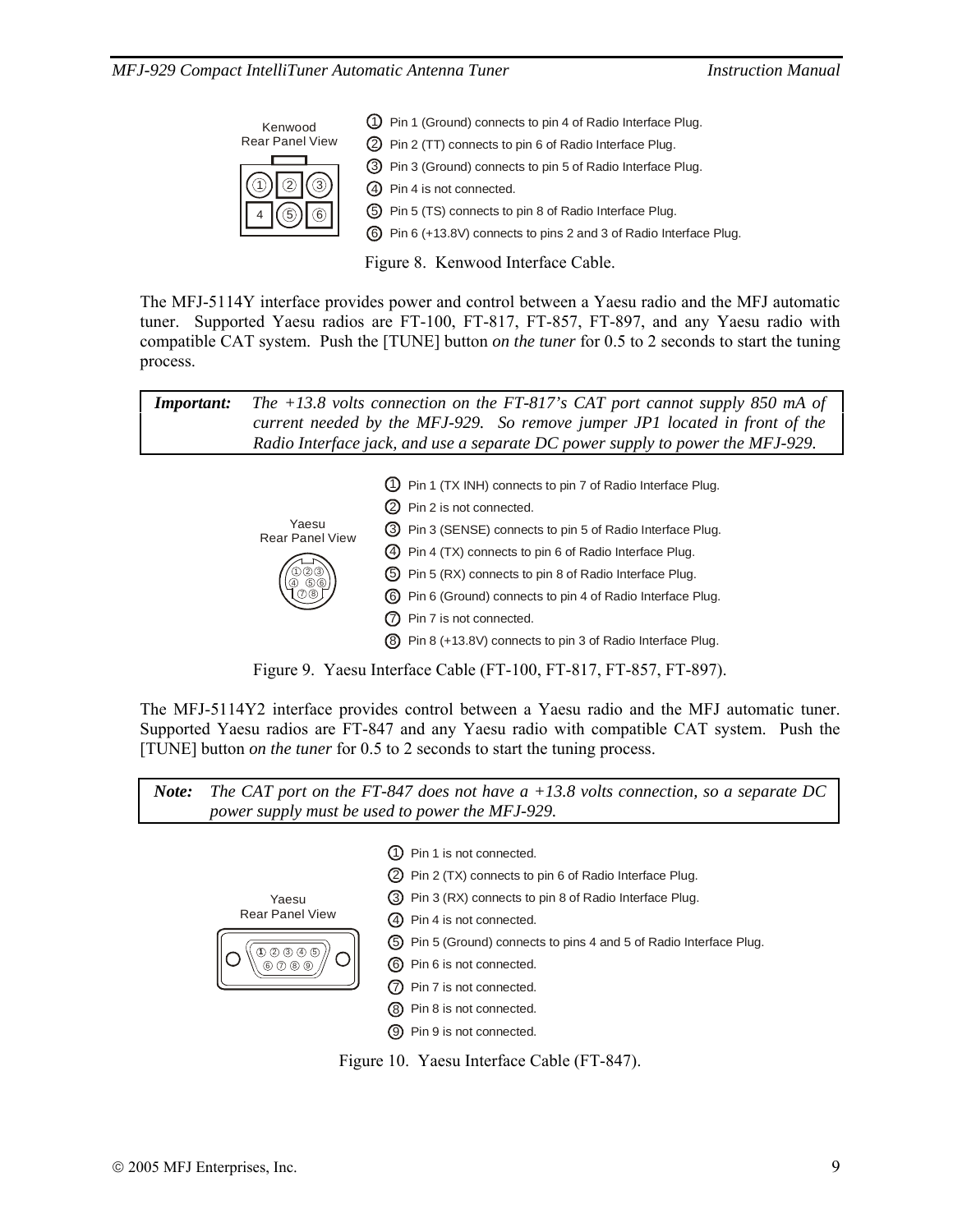Kenwood
Rear Panel View

1. Pin 1 (Ground) connects to pin 4 of Radio Interface Plug.
2. Pin 2 (TT) connects to pin 6 of Radio Interface Plug.
3. Pin 3 (Ground) connects to pin 5 of Radio Interface Plug.
4. Pin 4 is not connected.
5. Pin 5 (TS) connects to pin 8 of Radio Interface Plug.
6. Pin 6 (+13.8V) connects to pins 2 and 3 of Radio Interface Plug.

Figure 8. Kenwood Interface Cable.

The MFJ-5114Y interface provides power and control between a Yaesu radio and the MFJ automatic tuner. Supported Yaesu radios are FT-100, FT-817, FT-857, FT-897, and any Yaesu radio with compatible CAT system. Push the [TUNE] button *on the tuner* for 0.5 to 2 seconds to start the tuning process.

> ***Important:*** *The +13.8 volts connection on the FT-817's CAT port cannot supply 850 mA of current needed by the MFJ-929. So remove jumper JP1 located in front of the Radio Interface jack, and use a separate DC power supply to power the MFJ-929.*

Yaesu
Rear Panel View

1. Pin 1 (TX INH) connects to pin 7 of Radio Interface Plug.
2. Pin 2 is not connected.
3. Pin 3 (SENSE) connects to pin 5 of Radio Interface Plug.
4. Pin 4 (TX) connects to pin 6 of Radio Interface Plug.
5. Pin 5 (RX) connects to pin 8 of Radio Interface Plug.
6. Pin 6 (Ground) connects to pin 4 of Radio Interface Plug.
7. Pin 7 is not connected.
8. Pin 8 (+13.8V) connects to pin 3 of Radio Interface Plug.

Figure 9. Yaesu Interface Cable (FT-100, FT-817, FT-857, FT-897).

The MFJ-5114Y2 interface provides control between a Yaesu radio and the MFJ automatic tuner. Supported Yaesu radios are FT-847 and any Yaesu radio with compatible CAT system. Push the [TUNE] button *on the tuner* for 0.5 to 2 seconds to start the tuning process.

> ***Note:*** *The CAT port on the FT-847 does not have a +13.8 volts connection, so a separate DC power supply must be used to power the MFJ-929.*

Yaesu
Rear Panel View

1. Pin 1 is not connected.
2. Pin 2 (TX) connects to pin 6 of Radio Interface Plug.
3. Pin 3 (RX) connects to pin 8 of Radio Interface Plug.
4. Pin 4 is not connected.
5. Pin 5 (Ground) connects to pins 4 and 5 of Radio Interface Plug.
6. Pin 6 is not connected.
7. Pin 7 is not connected.
8. Pin 8 is not connected.
9. Pin 9 is not connected.

Figure 10. Yaesu Interface Cable (FT-847).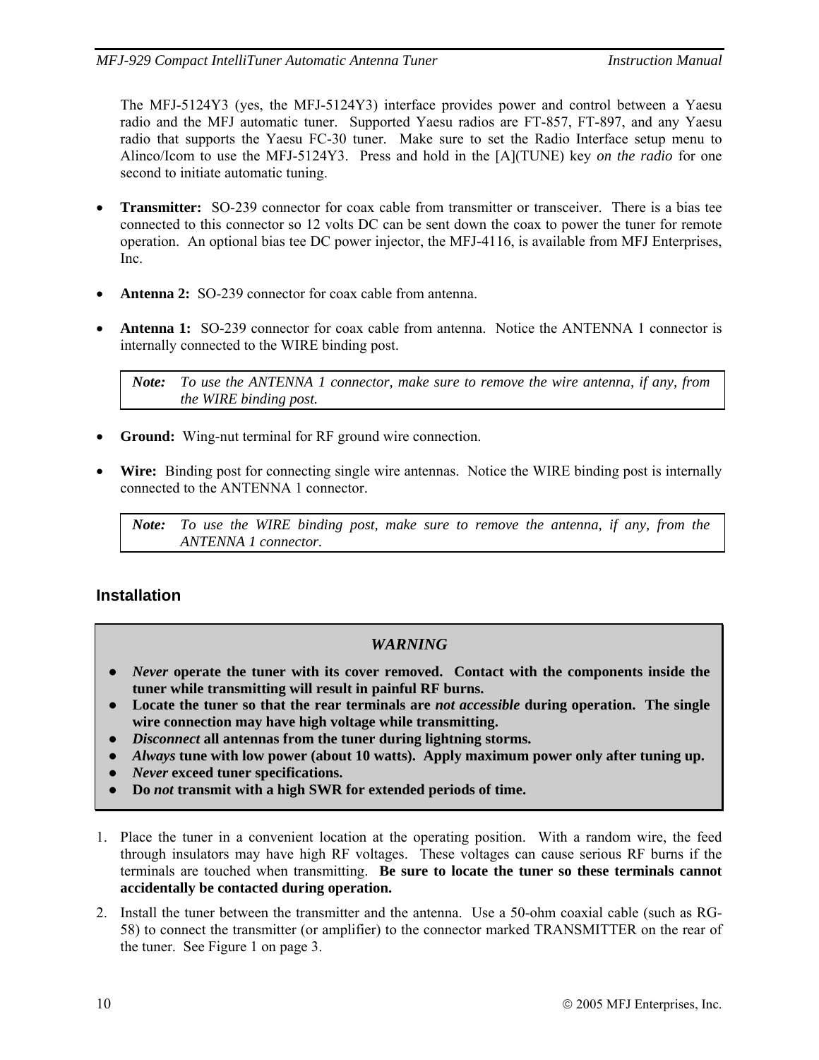The MFJ-5124Y3 (yes, the MFJ-5124Y3) interface provides power and control between a Yaesu radio and the MFJ automatic tuner. Supported Yaesu radios are FT-857, FT-897, and any Yaesu radio that supports the Yaesu FC-30 tuner. Make sure to set the Radio Interface setup menu to Alinco/Icom to use the MFJ-5124Y3. Press and hold in the [A](TUNE) key *on the radio* for one second to initiate automatic tuning.

- **Transmitter:** SO-239 connector for coax cable from transmitter or transceiver. There is a bias tee connected to this connector so 12 volts DC can be sent down the coax to power the tuner for remote operation. An optional bias tee DC power injector, the MFJ-4116, is available from MFJ Enterprises, Inc.

- **Antenna 2:** SO-239 connector for coax cable from antenna.

- **Antenna 1:** SO-239 connector for coax cable from antenna. Notice the ANTENNA 1 connector is internally connected to the WIRE binding post.

> ***Note:*** *To use the ANTENNA 1 connector, make sure to remove the wire antenna, if any, from the WIRE binding post.*

- **Ground:** Wing-nut terminal for RF ground wire connection.

- **Wire:** Binding post for connecting single wire antennas. Notice the WIRE binding post is internally connected to the ANTENNA 1 connector.

> ***Note:*** *To use the WIRE binding post, make sure to remove the antenna, if any, from the ANTENNA 1 connector.*

## Installation

> ***WARNING***
>
> - ***Never* operate the tuner with its cover removed. Contact with the components inside the tuner while transmitting will result in painful RF burns.**
> - **Locate the tuner so that the rear terminals are *not accessible* during operation. The single wire connection may have high voltage while transmitting.**
> - ***Disconnect* all antennas from the tuner during lightning storms.**
> - ***Always* tune with low power (about 10 watts). Apply maximum power only after tuning up.**
> - ***Never* exceed tuner specifications.**
> - **Do *not* transmit with a high SWR for extended periods of time.**

1. Place the tuner in a convenient location at the operating position. With a random wire, the feed through insulators may have high RF voltages. These voltages can cause serious RF burns if the terminals are touched when transmitting. **Be sure to locate the tuner so these terminals cannot accidentally be contacted during operation.**
2. Install the tuner between the transmitter and the antenna. Use a 50-ohm coaxial cable (such as RG-58) to connect the transmitter (or amplifier) to the connector marked TRANSMITTER on the rear of the tuner. See Figure 1 on page 3.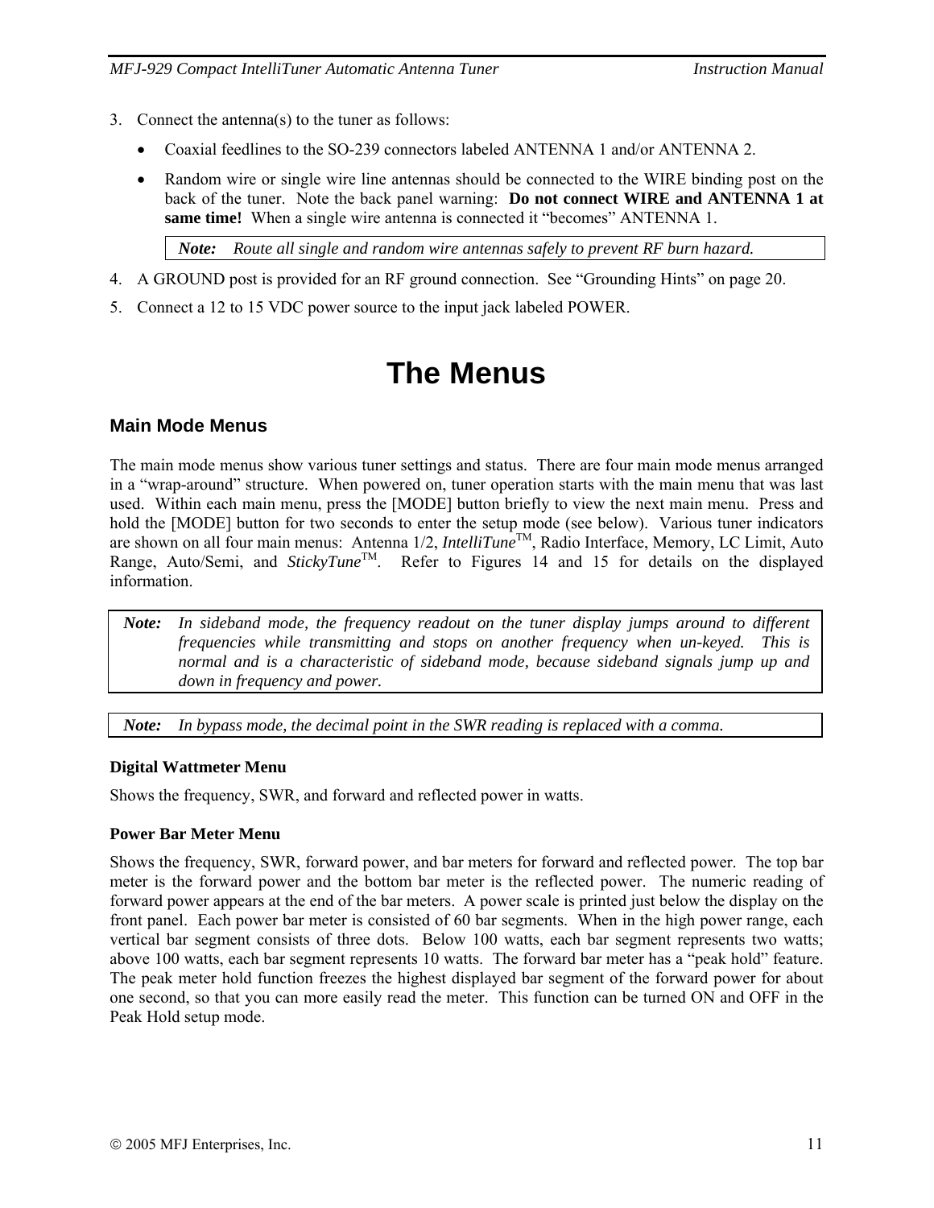3. Connect the antenna(s) to the tuner as follows:
   - Coaxial feedlines to the SO-239 connectors labeled ANTENNA 1 and/or ANTENNA 2.
   - Random wire or single wire line antennas should be connected to the WIRE binding post on the back of the tuner. Note the back panel warning: **Do not connect WIRE and ANTENNA 1 at same time!** When a single wire antenna is connected it "becomes" ANTENNA 1.

   | ***Note:*** *Route all single and random wire antennas safely to prevent RF burn hazard.* |
   |---|

4. A GROUND post is provided for an RF ground connection. See "Grounding Hints" on page 20.
5. Connect a 12 to 15 VDC power source to the input jack labeled POWER.

# The Menus

## Main Mode Menus

The main mode menus show various tuner settings and status. There are four main mode menus arranged in a "wrap-around" structure. When powered on, tuner operation starts with the main menu that was last used. Within each main menu, press the [MODE] button briefly to view the next main menu. Press and hold the [MODE] button for two seconds to enter the setup mode (see below). Various tuner indicators are shown on all four main menus: Antenna 1/2, *IntelliTune*™, Radio Interface, Memory, LC Limit, Auto Range, Auto/Semi, and *StickyTune*™. Refer to Figures 14 and 15 for details on the displayed information.

| ***Note:*** *In sideband mode, the frequency readout on the tuner display jumps around to different frequencies while transmitting and stops on another frequency when un-keyed. This is normal and is a characteristic of sideband mode, because sideband signals jump up and down in frequency and power.* |
|---|

| ***Note:*** *In bypass mode, the decimal point in the SWR reading is replaced with a comma.* |
|---|

### Digital Wattmeter Menu

Shows the frequency, SWR, and forward and reflected power in watts.

### Power Bar Meter Menu

Shows the frequency, SWR, forward power, and bar meters for forward and reflected power. The top bar meter is the forward power and the bottom bar meter is the reflected power. The numeric reading of forward power appears at the end of the bar meters. A power scale is printed just below the display on the front panel. Each power bar meter is consisted of 60 bar segments. When in the high power range, each vertical bar segment consists of three dots. Below 100 watts, each bar segment represents two watts; above 100 watts, each bar segment represents 10 watts. The forward bar meter has a "peak hold" feature. The peak meter hold function freezes the highest displayed bar segment of the forward power for about one second, so that you can more easily read the meter. This function can be turned ON and OFF in the Peak Hold setup mode.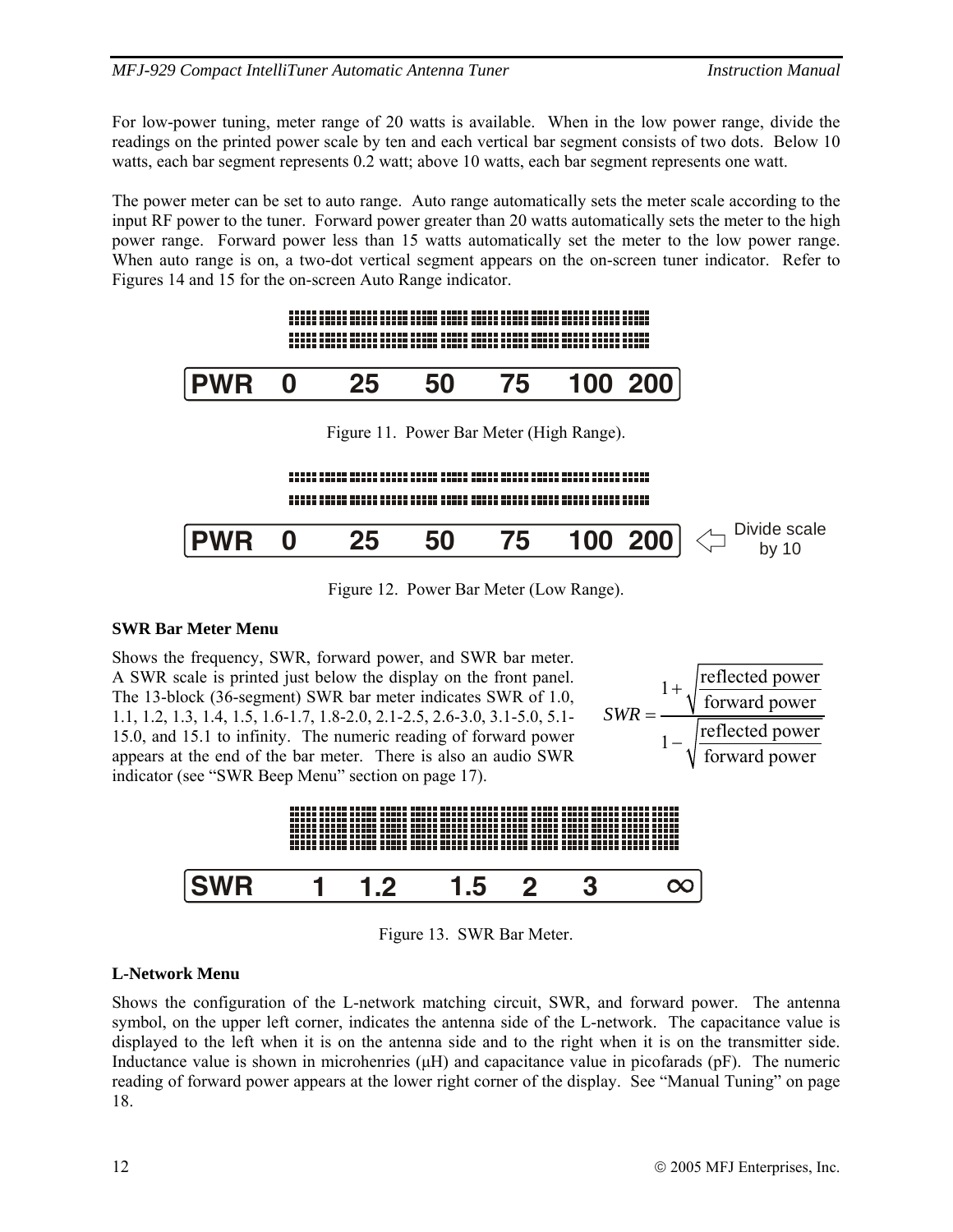For low-power tuning, meter range of 20 watts is available. When in the low power range, divide the readings on the printed power scale by ten and each vertical bar segment consists of two dots. Below 10 watts, each bar segment represents 0.2 watt; above 10 watts, each bar segment represents one watt.

The power meter can be set to auto range. Auto range automatically sets the meter scale according to the input RF power to the tuner. Forward power greater than 20 watts automatically sets the meter to the high power range. Forward power less than 15 watts automatically set the meter to the low power range. When auto range is on, a two-dot vertical segment appears on the on-screen tuner indicator. Refer to Figures 14 and 15 for the on-screen Auto Range indicator.

PWR 0 25 50 75 100 200

Figure 11. Power Bar Meter (High Range).

PWR 0 25 50 75 100 200 ⇦ Divide scale by 10

Figure 12. Power Bar Meter (Low Range).

**SWR Bar Meter Menu**

Shows the frequency, SWR, forward power, and SWR bar meter. A SWR scale is printed just below the display on the front panel. The 13-block (36-segment) SWR bar meter indicates SWR of 1.0, 1.1, 1.2, 1.3, 1.4, 1.5, 1.6-1.7, 1.8-2.0, 2.1-2.5, 2.6-3.0, 3.1-5.0, 5.1-15.0, and 15.1 to infinity. The numeric reading of forward power appears at the end of the bar meter. There is also an audio SWR indicator (see "SWR Beep Menu" section on page 17).

$$SWR = \frac{1 + \sqrt{\dfrac{\text{reflected power}}{\text{forward power}}}}{1 - \sqrt{\dfrac{\text{reflected power}}{\text{forward power}}}}$$

SWR 1 1.2 1.5 2 3 ∞

Figure 13. SWR Bar Meter.

**L-Network Menu**

Shows the configuration of the L-network matching circuit, SWR, and forward power. The antenna symbol, on the upper left corner, indicates the antenna side of the L-network. The capacitance value is displayed to the left when it is on the antenna side and to the right when it is on the transmitter side. Inductance value is shown in microhenries (μH) and capacitance value in picofarads (pF). The numeric reading of forward power appears at the lower right corner of the display. See "Manual Tuning" on page 18.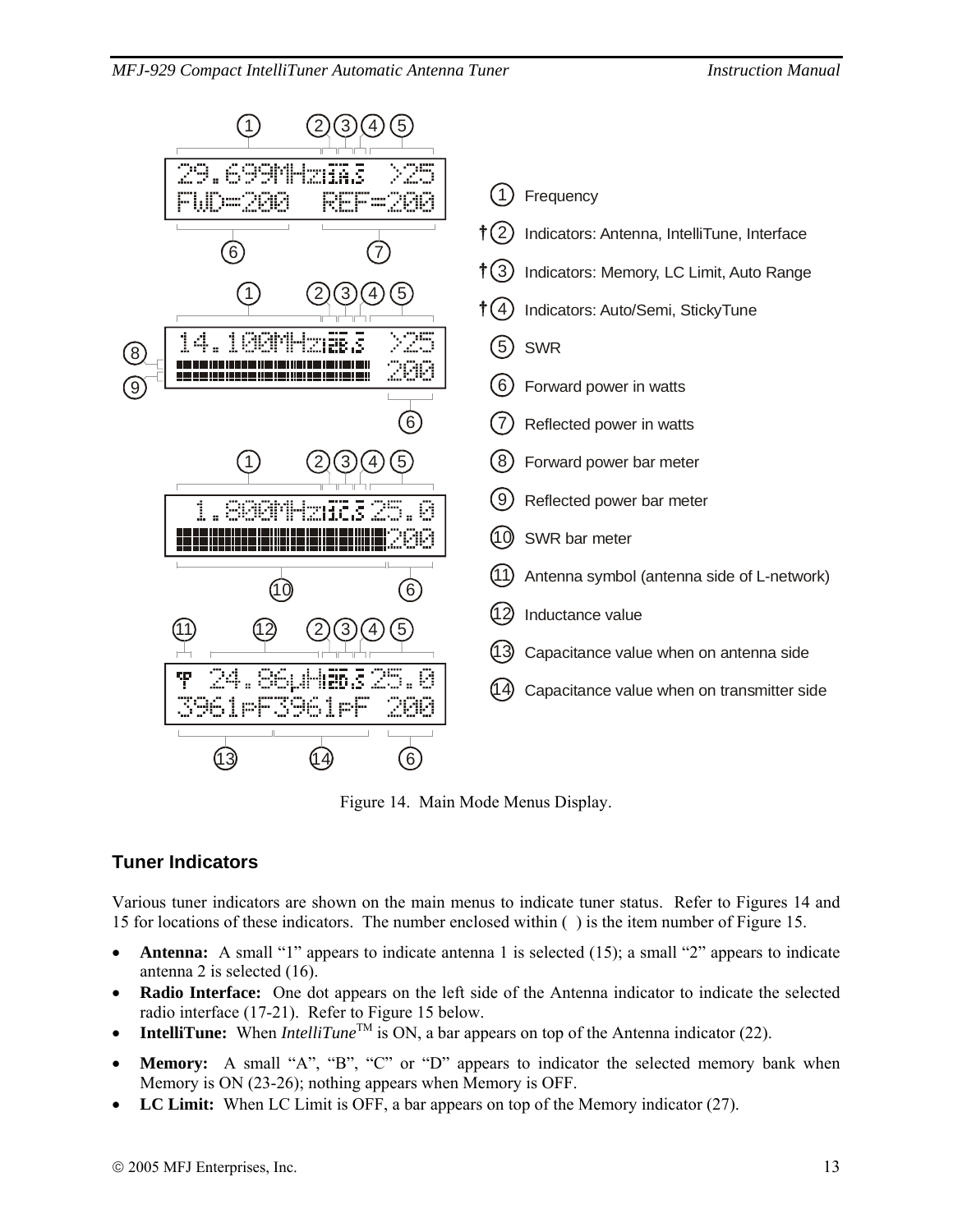1 Frequency

†2 Indicators: Antenna, IntelliTune, Interface

†3 Indicators: Memory, LC Limit, Auto Range

†4 Indicators: Auto/Semi, StickyTune

5 SWR

6 Forward power in watts

7 Reflected power in watts

8 Forward power bar meter

9 Reflected power bar meter

10 SWR bar meter

11 Antenna symbol (antenna side of L-network)

12 Inductance value

13 Capacitance value when on antenna side

14 Capacitance value when on transmitter side

Figure 14. Main Mode Menus Display.

### Tuner Indicators

Various tuner indicators are shown on the main menus to indicate tuner status. Refer to Figures 14 and 15 for locations of these indicators. The number enclosed within ( ) is the item number of Figure 15.

- **Antenna:** A small "1" appears to indicate antenna 1 is selected (15); a small "2" appears to indicate antenna 2 is selected (16).
- **Radio Interface:** One dot appears on the left side of the Antenna indicator to indicate the selected radio interface (17-21). Refer to Figure 15 below.
- **IntelliTune:** When *IntelliTune*™ is ON, a bar appears on top of the Antenna indicator (22).
- **Memory:** A small "A", "B", "C" or "D" appears to indicator the selected memory bank when Memory is ON (23-26); nothing appears when Memory is OFF.
- **LC Limit:** When LC Limit is OFF, a bar appears on top of the Memory indicator (27).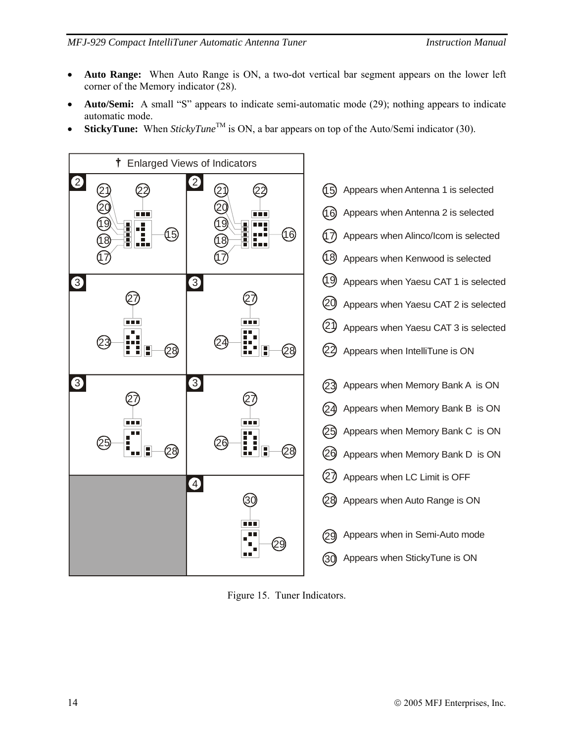- **Auto Range:** When Auto Range is ON, a two-dot vertical bar segment appears on the lower left corner of the Memory indicator (28).
- **Auto/Semi:** A small "S" appears to indicate semi-automatic mode (29); nothing appears to indicate automatic mode.
- **StickyTune:** When *StickyTune*TM is ON, a bar appears on top of the Auto/Semi indicator (30).

† Enlarged Views of Indicators

15 Appears when Antenna 1 is selected

16 Appears when Antenna 2 is selected

17 Appears when Alinco/Icom is selected

18 Appears when Kenwood is selected

19 Appears when Yaesu CAT 1 is selected

20 Appears when Yaesu CAT 2 is selected

21 Appears when Yaesu CAT 3 is selected

22 Appears when IntelliTune is ON

23 Appears when Memory Bank A is ON

24 Appears when Memory Bank B is ON

25 Appears when Memory Bank C is ON

26 Appears when Memory Bank D is ON

27 Appears when LC Limit is OFF

28 Appears when Auto Range is ON

29 Appears when in Semi-Auto mode

30 Appears when StickyTune is ON

Figure 15. Tuner Indicators.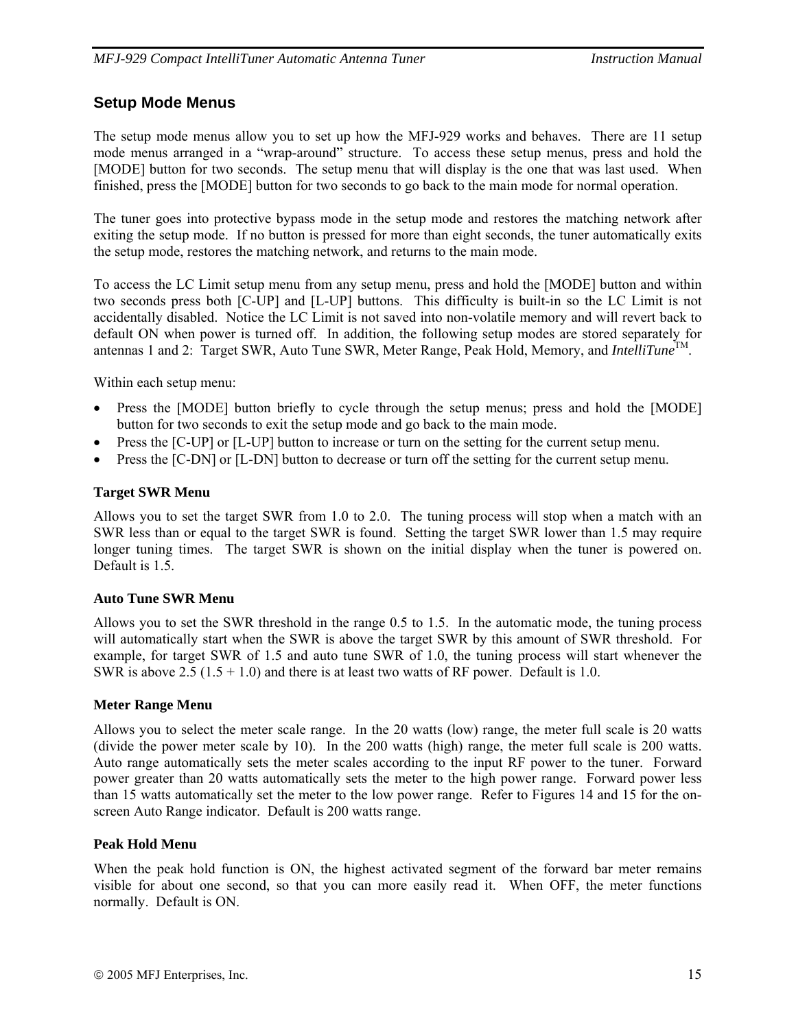## Setup Mode Menus

The setup mode menus allow you to set up how the MFJ-929 works and behaves. There are 11 setup mode menus arranged in a "wrap-around" structure. To access these setup menus, press and hold the [MODE] button for two seconds. The setup menu that will display is the one that was last used. When finished, press the [MODE] button for two seconds to go back to the main mode for normal operation.

The tuner goes into protective bypass mode in the setup mode and restores the matching network after exiting the setup mode. If no button is pressed for more than eight seconds, the tuner automatically exits the setup mode, restores the matching network, and returns to the main mode.

To access the LC Limit setup menu from any setup menu, press and hold the [MODE] button and within two seconds press both [C-UP] and [L-UP] buttons. This difficulty is built-in so the LC Limit is not accidentally disabled. Notice the LC Limit is not saved into non-volatile memory and will revert back to default ON when power is turned off. In addition, the following setup modes are stored separately for antennas 1 and 2: Target SWR, Auto Tune SWR, Meter Range, Peak Hold, Memory, and *IntelliTune*™.

Within each setup menu:

- Press the [MODE] button briefly to cycle through the setup menus; press and hold the [MODE] button for two seconds to exit the setup mode and go back to the main mode.
- Press the [C-UP] or [L-UP] button to increase or turn on the setting for the current setup menu.
- Press the [C-DN] or [L-DN] button to decrease or turn off the setting for the current setup menu.

**Target SWR Menu**

Allows you to set the target SWR from 1.0 to 2.0. The tuning process will stop when a match with an SWR less than or equal to the target SWR is found. Setting the target SWR lower than 1.5 may require longer tuning times. The target SWR is shown on the initial display when the tuner is powered on. Default is 1.5.

**Auto Tune SWR Menu**

Allows you to set the SWR threshold in the range 0.5 to 1.5. In the automatic mode, the tuning process will automatically start when the SWR is above the target SWR by this amount of SWR threshold. For example, for target SWR of 1.5 and auto tune SWR of 1.0, the tuning process will start whenever the SWR is above 2.5 (1.5 + 1.0) and there is at least two watts of RF power. Default is 1.0.

**Meter Range Menu**

Allows you to select the meter scale range. In the 20 watts (low) range, the meter full scale is 20 watts (divide the power meter scale by 10). In the 200 watts (high) range, the meter full scale is 200 watts. Auto range automatically sets the meter scales according to the input RF power to the tuner. Forward power greater than 20 watts automatically sets the meter to the high power range. Forward power less than 15 watts automatically set the meter to the low power range. Refer to Figures 14 and 15 for the on-screen Auto Range indicator. Default is 200 watts range.

**Peak Hold Menu**

When the peak hold function is ON, the highest activated segment of the forward bar meter remains visible for about one second, so that you can more easily read it. When OFF, the meter functions normally. Default is ON.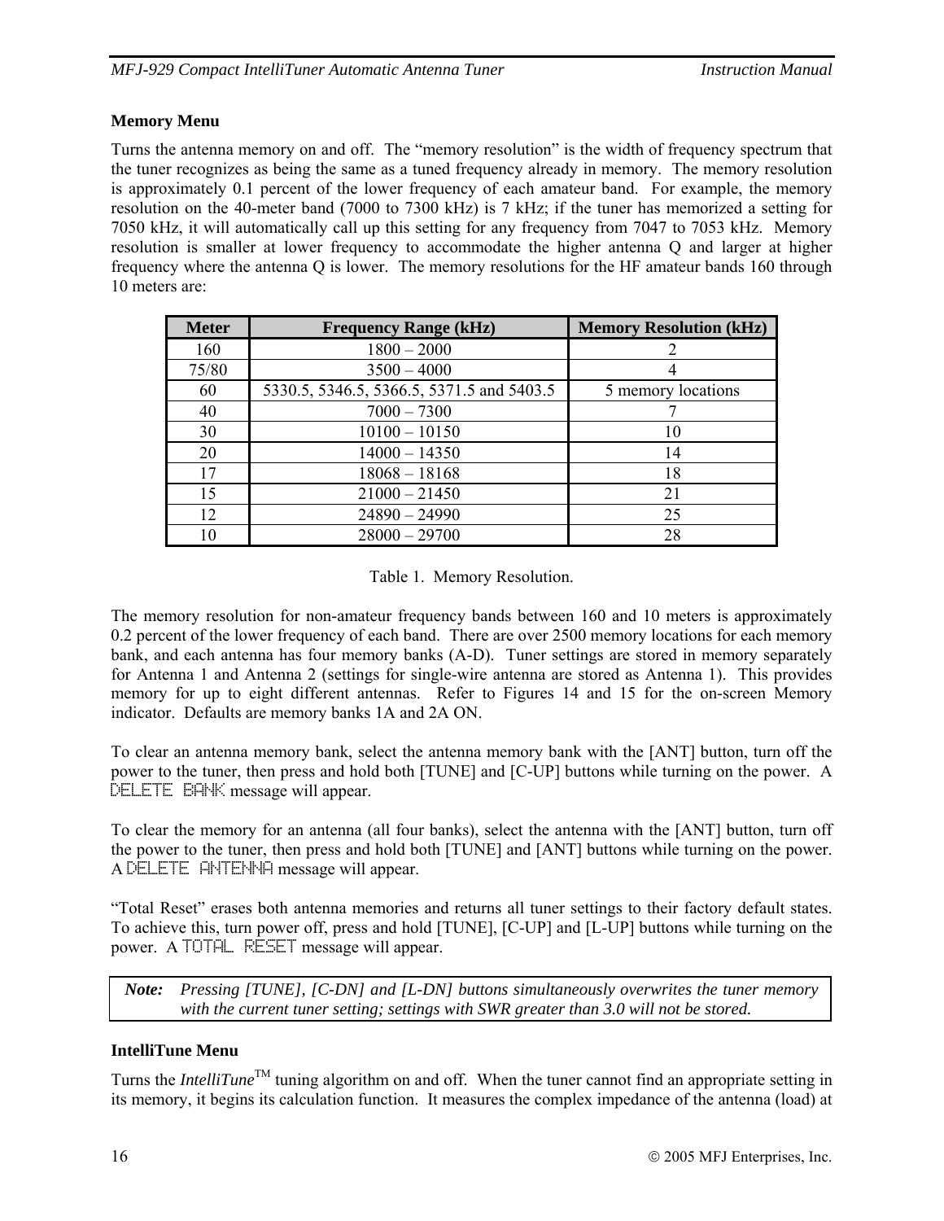### Memory Menu

Turns the antenna memory on and off. The "memory resolution" is the width of frequency spectrum that the tuner recognizes as being the same as a tuned frequency already in memory. The memory resolution is approximately 0.1 percent of the lower frequency of each amateur band. For example, the memory resolution on the 40-meter band (7000 to 7300 kHz) is 7 kHz; if the tuner has memorized a setting for 7050 kHz, it will automatically call up this setting for any frequency from 7047 to 7053 kHz. Memory resolution is smaller at lower frequency to accommodate the higher antenna Q and larger at higher frequency where the antenna Q is lower. The memory resolutions for the HF amateur bands 160 through 10 meters are:

| Meter | Frequency Range (kHz) | Memory Resolution (kHz) |
|---|---|---|
| 160 | 1800 – 2000 | 2 |
| 75/80 | 3500 – 4000 | 4 |
| 60 | 5330.5, 5346.5, 5366.5, 5371.5 and 5403.5 | 5 memory locations |
| 40 | 7000 – 7300 | 7 |
| 30 | 10100 – 10150 | 10 |
| 20 | 14000 – 14350 | 14 |
| 17 | 18068 – 18168 | 18 |
| 15 | 21000 – 21450 | 21 |
| 12 | 24890 – 24990 | 25 |
| 10 | 28000 – 29700 | 28 |

Table 1. Memory Resolution.

The memory resolution for non-amateur frequency bands between 160 and 10 meters is approximately 0.2 percent of the lower frequency of each band. There are over 2500 memory locations for each memory bank, and each antenna has four memory banks (A-D). Tuner settings are stored in memory separately for Antenna 1 and Antenna 2 (settings for single-wire antenna are stored as Antenna 1). This provides memory for up to eight different antennas. Refer to Figures 14 and 15 for the on-screen Memory indicator. Defaults are memory banks 1A and 2A ON.

To clear an antenna memory bank, select the antenna memory bank with the [ANT] button, turn off the power to the tuner, then press and hold both [TUNE] and [C-UP] buttons while turning on the power. A DELETE BANK message will appear.

To clear the memory for an antenna (all four banks), select the antenna with the [ANT] button, turn off the power to the tuner, then press and hold both [TUNE] and [ANT] buttons while turning on the power. A DELETE ANTENNA message will appear.

"Total Reset" erases both antenna memories and returns all tuner settings to their factory default states. To achieve this, turn power off, press and hold [TUNE], [C-UP] and [L-UP] buttons while turning on the power. A TOTAL RESET message will appear.

> ***Note:*** *Pressing [TUNE], [C-DN] and [L-DN] buttons simultaneously overwrites the tuner memory with the current tuner setting; settings with SWR greater than 3.0 will not be stored.*

### IntelliTune Menu

Turns the *IntelliTune*™ tuning algorithm on and off. When the tuner cannot find an appropriate setting in its memory, it begins its calculation function. It measures the complex impedance of the antenna (load) at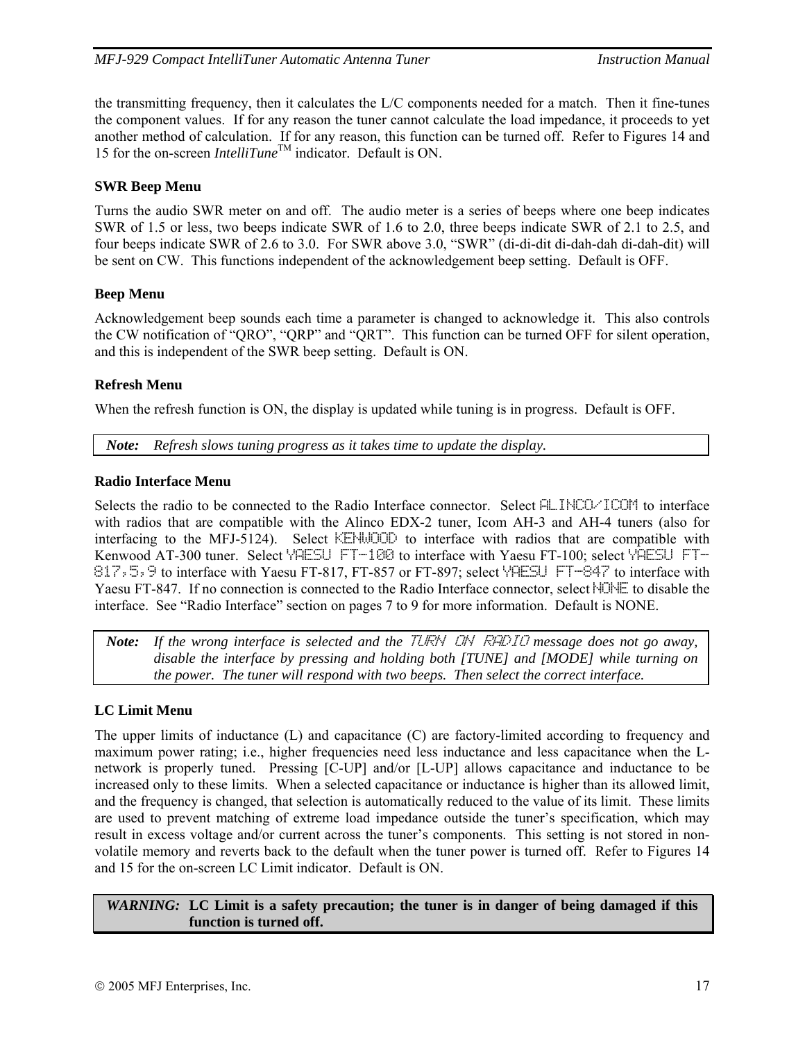the transmitting frequency, then it calculates the L/C components needed for a match. Then it fine-tunes the component values. If for any reason the tuner cannot calculate the load impedance, it proceeds to yet another method of calculation. If for any reason, this function can be turned off. Refer to Figures 14 and 15 for the on-screen *IntelliTune*™ indicator. Default is ON.

**SWR Beep Menu**

Turns the audio SWR meter on and off. The audio meter is a series of beeps where one beep indicates SWR of 1.5 or less, two beeps indicate SWR of 1.6 to 2.0, three beeps indicate SWR of 2.1 to 2.5, and four beeps indicate SWR of 2.6 to 3.0. For SWR above 3.0, "SWR" (di-di-dit di-dah-dah di-dah-dit) will be sent on CW. This functions independent of the acknowledgement beep setting. Default is OFF.

**Beep Menu**

Acknowledgement beep sounds each time a parameter is changed to acknowledge it. This also controls the CW notification of "QRO", "QRP" and "QRT". This function can be turned OFF for silent operation, and this is independent of the SWR beep setting. Default is ON.

**Refresh Menu**

When the refresh function is ON, the display is updated while tuning is in progress. Default is OFF.

> ***Note:*** *Refresh slows tuning progress as it takes time to update the display.*

**Radio Interface Menu**

Selects the radio to be connected to the Radio Interface connector. Select ALINCO/ICOM to interface with radios that are compatible with the Alinco EDX-2 tuner, Icom AH-3 and AH-4 tuners (also for interfacing to the MFJ-5124). Select KENWOOD to interface with radios that are compatible with Kenwood AT-300 tuner. Select YAESU FT-100 to interface with Yaesu FT-100; select YAESU FT-817,5,9 to interface with Yaesu FT-817, FT-857 or FT-897; select YAESU FT-847 to interface with Yaesu FT-847. If no connection is connected to the Radio Interface connector, select NONE to disable the interface. See "Radio Interface" section on pages 7 to 9 for more information. Default is NONE.

> ***Note:*** *If the wrong interface is selected and the TURN ON RADIO message does not go away, disable the interface by pressing and holding both [TUNE] and [MODE] while turning on the power. The tuner will respond with two beeps. Then select the correct interface.*

**LC Limit Menu**

The upper limits of inductance (L) and capacitance (C) are factory-limited according to frequency and maximum power rating; i.e., higher frequencies need less inductance and less capacitance when the L-network is properly tuned. Pressing [C-UP] and/or [L-UP] allows capacitance and inductance to be increased only to these limits. When a selected capacitance or inductance is higher than its allowed limit, and the frequency is changed, that selection is automatically reduced to the value of its limit. These limits are used to prevent matching of extreme load impedance outside the tuner's specification, which may result in excess voltage and/or current across the tuner's components. This setting is not stored in non-volatile memory and reverts back to the default when the tuner power is turned off. Refer to Figures 14 and 15 for the on-screen LC Limit indicator. Default is ON.

> ***WARNING:*** **LC Limit is a safety precaution; the tuner is in danger of being damaged if this function is turned off.**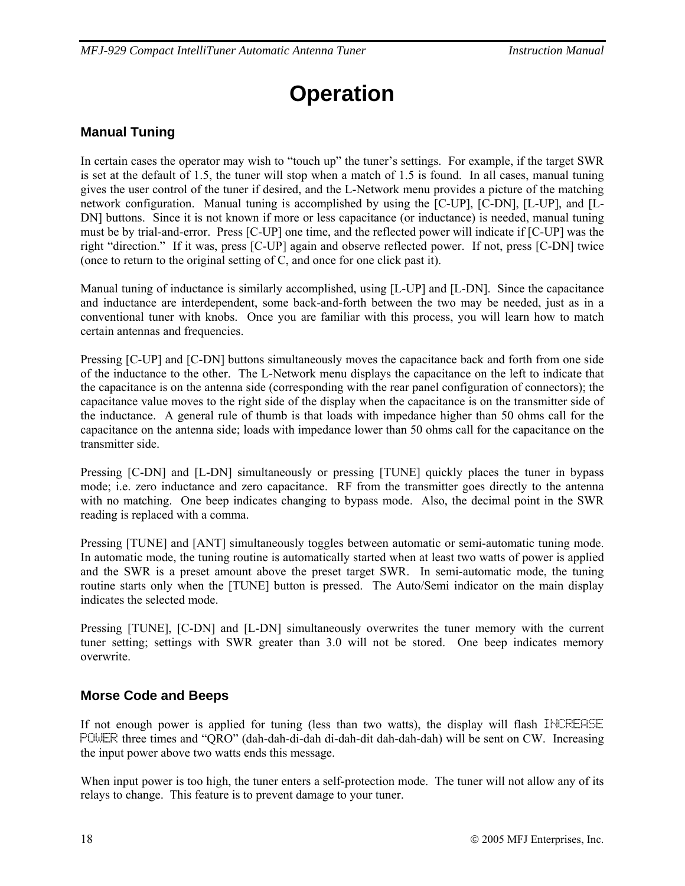# Operation

## Manual Tuning

In certain cases the operator may wish to "touch up" the tuner's settings. For example, if the target SWR is set at the default of 1.5, the tuner will stop when a match of 1.5 is found. In all cases, manual tuning gives the user control of the tuner if desired, and the L-Network menu provides a picture of the matching network configuration. Manual tuning is accomplished by using the [C-UP], [C-DN], [L-UP], and [L-DN] buttons. Since it is not known if more or less capacitance (or inductance) is needed, manual tuning must be by trial-and-error. Press [C-UP] one time, and the reflected power will indicate if [C-UP] was the right "direction." If it was, press [C-UP] again and observe reflected power. If not, press [C-DN] twice (once to return to the original setting of C, and once for one click past it).

Manual tuning of inductance is similarly accomplished, using [L-UP] and [L-DN]. Since the capacitance and inductance are interdependent, some back-and-forth between the two may be needed, just as in a conventional tuner with knobs. Once you are familiar with this process, you will learn how to match certain antennas and frequencies.

Pressing [C-UP] and [C-DN] buttons simultaneously moves the capacitance back and forth from one side of the inductance to the other. The L-Network menu displays the capacitance on the left to indicate that the capacitance is on the antenna side (corresponding with the rear panel configuration of connectors); the capacitance value moves to the right side of the display when the capacitance is on the transmitter side of the inductance. A general rule of thumb is that loads with impedance higher than 50 ohms call for the capacitance on the antenna side; loads with impedance lower than 50 ohms call for the capacitance on the transmitter side.

Pressing [C-DN] and [L-DN] simultaneously or pressing [TUNE] quickly places the tuner in bypass mode; i.e. zero inductance and zero capacitance. RF from the transmitter goes directly to the antenna with no matching. One beep indicates changing to bypass mode. Also, the decimal point in the SWR reading is replaced with a comma.

Pressing [TUNE] and [ANT] simultaneously toggles between automatic or semi-automatic tuning mode. In automatic mode, the tuning routine is automatically started when at least two watts of power is applied and the SWR is a preset amount above the preset target SWR. In semi-automatic mode, the tuning routine starts only when the [TUNE] button is pressed. The Auto/Semi indicator on the main display indicates the selected mode.

Pressing [TUNE], [C-DN] and [L-DN] simultaneously overwrites the tuner memory with the current tuner setting; settings with SWR greater than 3.0 will not be stored. One beep indicates memory overwrite.

## Morse Code and Beeps

If not enough power is applied for tuning (less than two watts), the display will flash INCREASE POWER three times and "QRO" (dah-dah-di-dah di-dah-dit dah-dah-dah) will be sent on CW. Increasing the input power above two watts ends this message.

When input power is too high, the tuner enters a self-protection mode. The tuner will not allow any of its relays to change. This feature is to prevent damage to your tuner.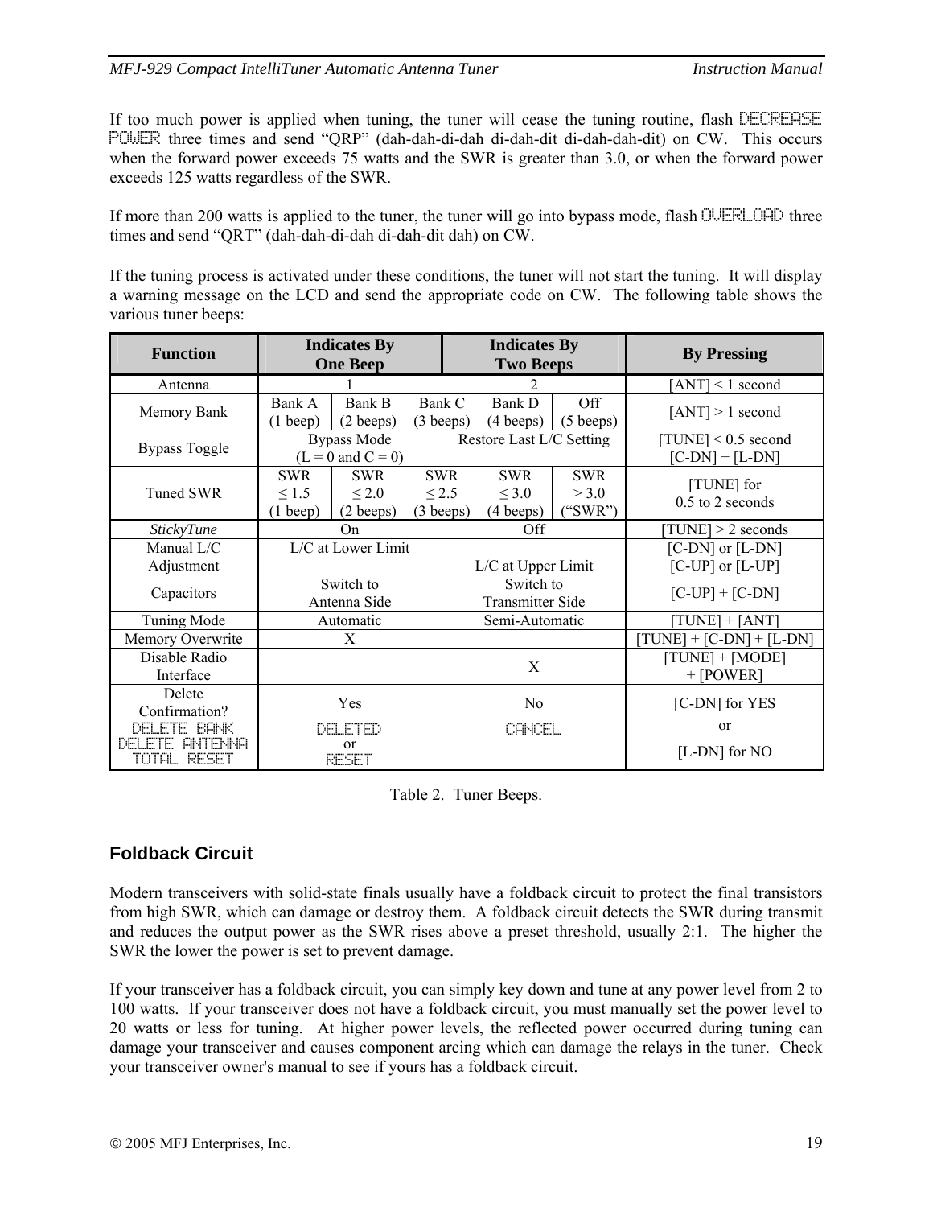If too much power is applied when tuning, the tuner will cease the tuning routine, flash DECREASE POWER three times and send “QRP” (dah-dah-di-dah di-dah-dit di-dah-dah-dit) on CW. This occurs when the forward power exceeds 75 watts and the SWR is greater than 3.0, or when the forward power exceeds 125 watts regardless of the SWR.

If more than 200 watts is applied to the tuner, the tuner will go into bypass mode, flash OVERLOAD three times and send “QRT” (dah-dah-di-dah di-dah-dit dah) on CW.

If the tuning process is activated under these conditions, the tuner will not start the tuning. It will display a warning message on the LCD and send the appropriate code on CW. The following table shows the various tuner beeps:

| Function | Indicates By One Beep | | | Indicates By Two Beeps | | By Pressing |
|---|---|---|---|---|---|---|
| Antenna | 1 | | | 2 | | [ANT] < 1 second |
| Memory Bank | Bank A (1 beep) | Bank B (2 beeps) | Bank C (3 beeps) | Bank D (4 beeps) | Off (5 beeps) | [ANT] > 1 second |
| Bypass Toggle | Bypass Mode (L = 0 and C = 0) | | | Restore Last L/C Setting | | [TUNE] < 0.5 second<br>[C-DN] + [L-DN] |
| Tuned SWR | SWR ≤ 1.5 (1 beep) | SWR ≤ 2.0 (2 beeps) | SWR ≤ 2.5 (3 beeps) | SWR ≤ 3.0 (4 beeps) | SWR > 3.0 (“SWR”) | [TUNE] for 0.5 to 2 seconds |
| *StickyTune* | On | | | Off | | [TUNE] > 2 seconds |
| Manual L/C Adjustment | L/C at Lower Limit | | | L/C at Upper Limit | | [C-DN] or [L-DN]<br>[C-UP] or [L-UP] |
| Capacitors | Switch to Antenna Side | | | Switch to Transmitter Side | | [C-UP] + [C-DN] |
| Tuning Mode | Automatic | | | Semi-Automatic | | [TUNE] + [ANT] |
| Memory Overwrite | X | | | | | [TUNE] + [C-DN] + [L-DN] |
| Disable Radio Interface | | | | X | | [TUNE] + [MODE] + [POWER] |
| Delete Confirmation?<br>DELETE BANK<br>DELETE ANTENNA<br>TOTAL RESET | Yes<br>DELETED<br>or<br>RESET | | | No<br>CANCEL | | [C-DN] for YES<br>or<br>[L-DN] for NO |

Table 2. Tuner Beeps.

## Foldback Circuit

Modern transceivers with solid-state finals usually have a foldback circuit to protect the final transistors from high SWR, which can damage or destroy them. A foldback circuit detects the SWR during transmit and reduces the output power as the SWR rises above a preset threshold, usually 2:1. The higher the SWR the lower the power is set to prevent damage.

If your transceiver has a foldback circuit, you can simply key down and tune at any power level from 2 to 100 watts. If your transceiver does not have a foldback circuit, you must manually set the power level to 20 watts or less for tuning. At higher power levels, the reflected power occurred during tuning can damage your transceiver and causes component arcing which can damage the relays in the tuner. Check your transceiver owner's manual to see if yours has a foldback circuit.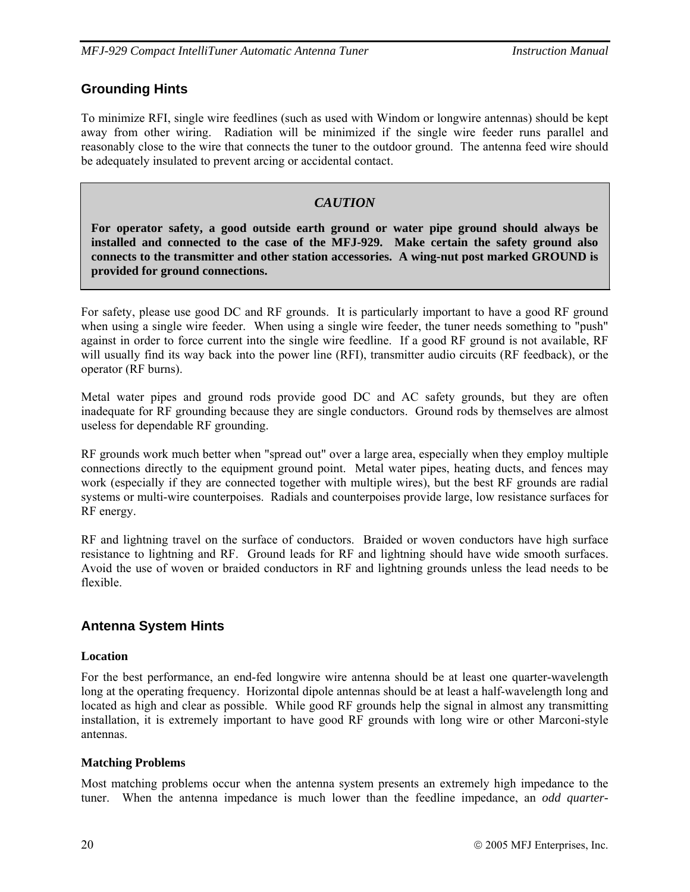## Grounding Hints

To minimize RFI, single wire feedlines (such as used with Windom or longwire antennas) should be kept away from other wiring. Radiation will be minimized if the single wire feeder runs parallel and reasonably close to the wire that connects the tuner to the outdoor ground. The antenna feed wire should be adequately insulated to prevent arcing or accidental contact.

> ***CAUTION***
>
> **For operator safety, a good outside earth ground or water pipe ground should always be installed and connected to the case of the MFJ-929. Make certain the safety ground also connects to the transmitter and other station accessories. A wing-nut post marked GROUND is provided for ground connections.**

For safety, please use good DC and RF grounds. It is particularly important to have a good RF ground when using a single wire feeder. When using a single wire feeder, the tuner needs something to "push" against in order to force current into the single wire feedline. If a good RF ground is not available, RF will usually find its way back into the power line (RFI), transmitter audio circuits (RF feedback), or the operator (RF burns).

Metal water pipes and ground rods provide good DC and AC safety grounds, but they are often inadequate for RF grounding because they are single conductors. Ground rods by themselves are almost useless for dependable RF grounding.

RF grounds work much better when "spread out" over a large area, especially when they employ multiple connections directly to the equipment ground point. Metal water pipes, heating ducts, and fences may work (especially if they are connected together with multiple wires), but the best RF grounds are radial systems or multi-wire counterpoises. Radials and counterpoises provide large, low resistance surfaces for RF energy.

RF and lightning travel on the surface of conductors. Braided or woven conductors have high surface resistance to lightning and RF. Ground leads for RF and lightning should have wide smooth surfaces. Avoid the use of woven or braided conductors in RF and lightning grounds unless the lead needs to be flexible.

## Antenna System Hints

### Location

For the best performance, an end-fed longwire wire antenna should be at least one quarter-wavelength long at the operating frequency. Horizontal dipole antennas should be at least a half-wavelength long and located as high and clear as possible. While good RF grounds help the signal in almost any transmitting installation, it is extremely important to have good RF grounds with long wire or other Marconi-style antennas.

### Matching Problems

Most matching problems occur when the antenna system presents an extremely high impedance to the tuner. When the antenna impedance is much lower than the feedline impedance, an *odd quarter-*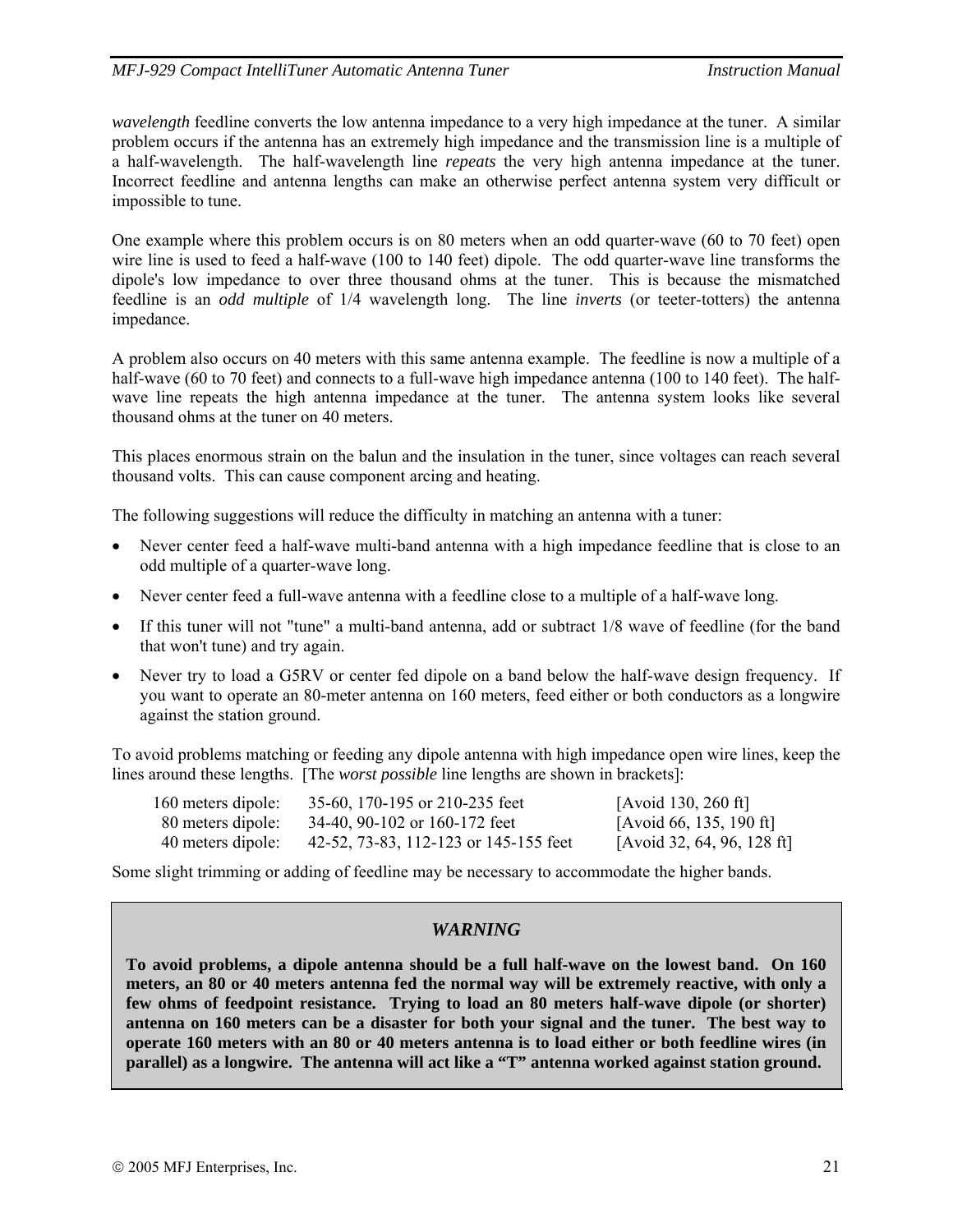*wavelength* feedline converts the low antenna impedance to a very high impedance at the tuner. A similar problem occurs if the antenna has an extremely high impedance and the transmission line is a multiple of a half-wavelength. The half-wavelength line *repeats* the very high antenna impedance at the tuner. Incorrect feedline and antenna lengths can make an otherwise perfect antenna system very difficult or impossible to tune.

One example where this problem occurs is on 80 meters when an odd quarter-wave (60 to 70 feet) open wire line is used to feed a half-wave (100 to 140 feet) dipole. The odd quarter-wave line transforms the dipole's low impedance to over three thousand ohms at the tuner. This is because the mismatched feedline is an *odd multiple* of 1/4 wavelength long. The line *inverts* (or teeter-totters) the antenna impedance.

A problem also occurs on 40 meters with this same antenna example. The feedline is now a multiple of a half-wave (60 to 70 feet) and connects to a full-wave high impedance antenna (100 to 140 feet). The half-wave line repeats the high antenna impedance at the tuner. The antenna system looks like several thousand ohms at the tuner on 40 meters.

This places enormous strain on the balun and the insulation in the tuner, since voltages can reach several thousand volts. This can cause component arcing and heating.

The following suggestions will reduce the difficulty in matching an antenna with a tuner:

- Never center feed a half-wave multi-band antenna with a high impedance feedline that is close to an odd multiple of a quarter-wave long.
- Never center feed a full-wave antenna with a feedline close to a multiple of a half-wave long.
- If this tuner will not "tune" a multi-band antenna, add or subtract 1/8 wave of feedline (for the band that won't tune) and try again.
- Never try to load a G5RV or center fed dipole on a band below the half-wave design frequency. If you want to operate an 80-meter antenna on 160 meters, feed either or both conductors as a longwire against the station ground.

To avoid problems matching or feeding any dipole antenna with high impedance open wire lines, keep the lines around these lengths. [The *worst possible* line lengths are shown in brackets]:

| | | |
|---|---|---|
| 160 meters dipole: | 35-60, 170-195 or 210-235 feet | [Avoid 130, 260 ft] |
| 80 meters dipole: | 34-40, 90-102 or 160-172 feet | [Avoid 66, 135, 190 ft] |
| 40 meters dipole: | 42-52, 73-83, 112-123 or 145-155 feet | [Avoid 32, 64, 96, 128 ft] |

Some slight trimming or adding of feedline may be necessary to accommodate the higher bands.

### *WARNING*

**To avoid problems, a dipole antenna should be a full half-wave on the lowest band. On 160 meters, an 80 or 40 meters antenna fed the normal way will be extremely reactive, with only a few ohms of feedpoint resistance. Trying to load an 80 meters half-wave dipole (or shorter) antenna on 160 meters can be a disaster for both your signal and the tuner. The best way to operate 160 meters with an 80 or 40 meters antenna is to load either or both feedline wires (in parallel) as a longwire. The antenna will act like a "T" antenna worked against station ground.**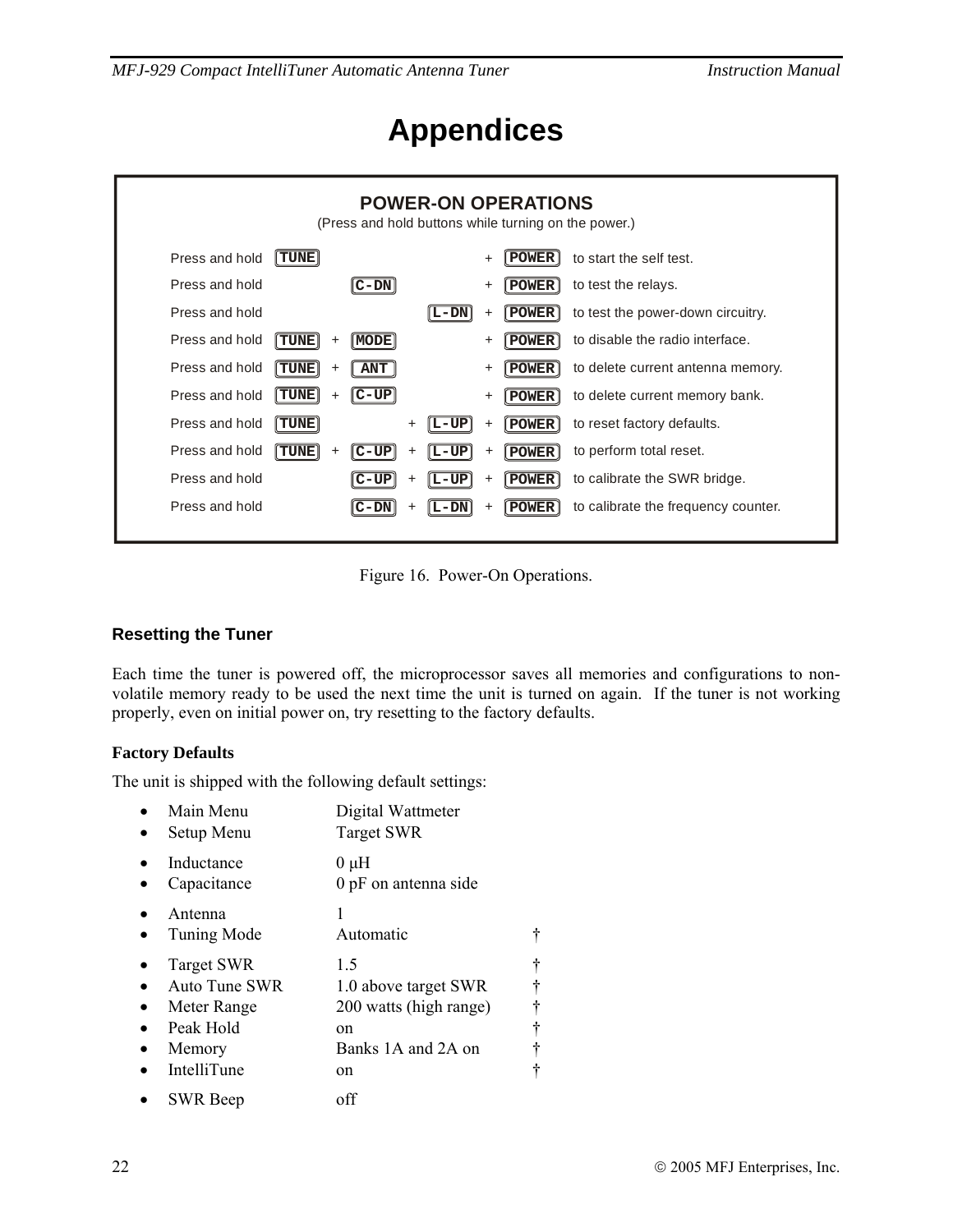# Appendices

## POWER-ON OPERATIONS

(Press and hold buttons while turning on the power.)

| | | | | | | | | | |
|---|---|---|---|---|---|---|---|---|---|
| Press and hold | TUNE | | | | | + | POWER | to start the self test. |
| Press and hold | | | C-DN | | | + | POWER | to test the relays. |
| Press and hold | | | | | L-DN | + | POWER | to test the power-down circuitry. |
| Press and hold | TUNE | + | MODE | | | + | POWER | to disable the radio interface. |
| Press and hold | TUNE | + | ANT | | | + | POWER | to delete current antenna memory. |
| Press and hold | TUNE | + | C-UP | | | + | POWER | to delete current memory bank. |
| Press and hold | TUNE | | | + | L-UP | + | POWER | to reset factory defaults. |
| Press and hold | TUNE | + | C-UP | + | L-UP | + | POWER | to perform total reset. |
| Press and hold | | | C-UP | + | L-UP | + | POWER | to calibrate the SWR bridge. |
| Press and hold | | | C-DN | + | L-DN | + | POWER | to calibrate the frequency counter. |

Figure 16. Power-On Operations.

### Resetting the Tuner

Each time the tuner is powered off, the microprocessor saves all memories and configurations to non-volatile memory ready to be used the next time the unit is turned on again. If the tuner is not working properly, even on initial power on, try resetting to the factory defaults.

**Factory Defaults**

The unit is shipped with the following default settings:

- Main Menu — Digital Wattmeter
- Setup Menu — Target SWR
- Inductance — 0 μH
- Capacitance — 0 pF on antenna side
- Antenna — 1
- Tuning Mode — Automatic †
- Target SWR — 1.5 †
- Auto Tune SWR — 1.0 above target SWR †
- Meter Range — 200 watts (high range) †
- Peak Hold — on †
- Memory — Banks 1A and 2A on †
- IntelliTune — on †
- SWR Beep — off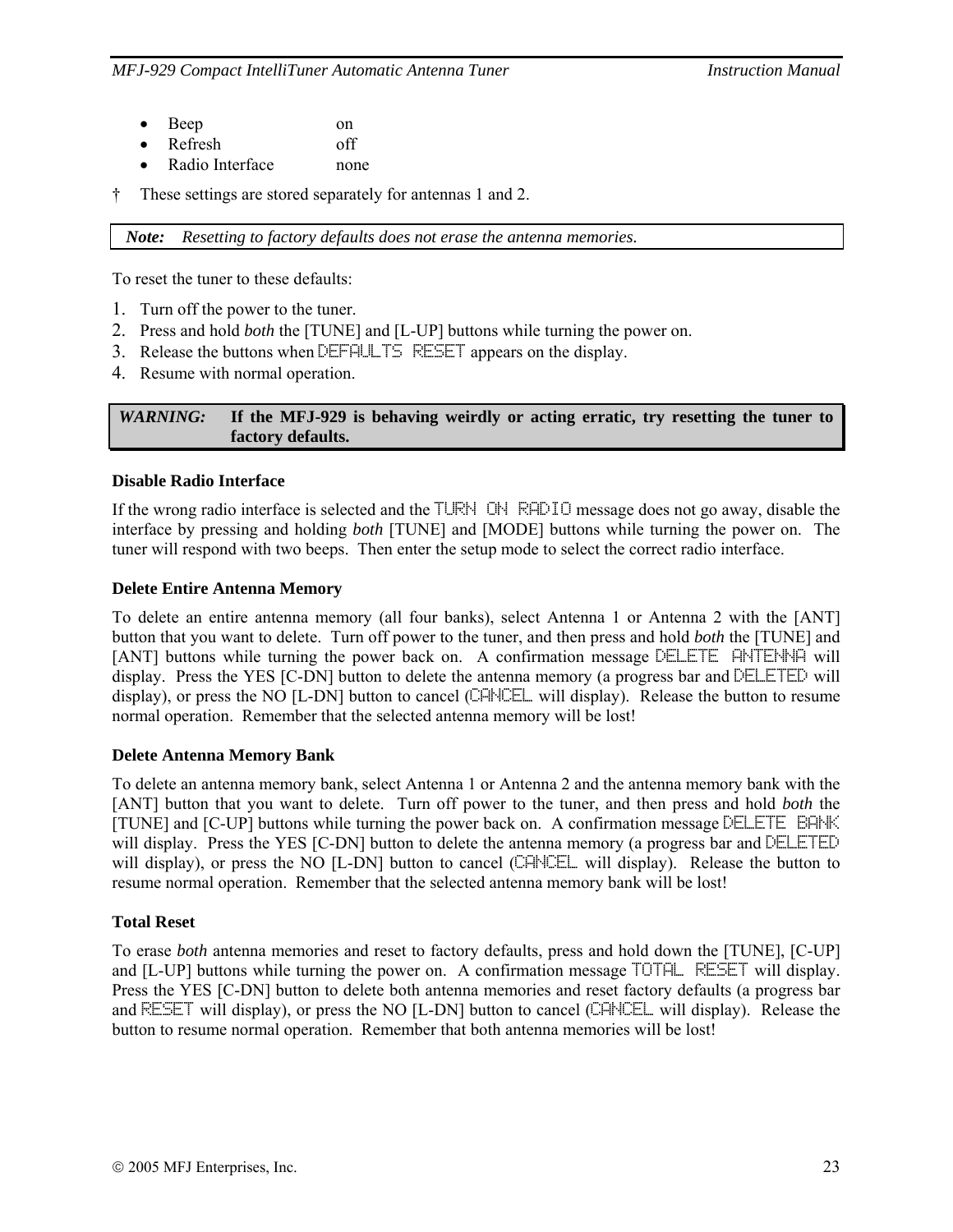- Beep on
- Refresh off
- Radio Interface none

† These settings are stored separately for antennas 1 and 2.

| ***Note:*** *Resetting to factory defaults does not erase the antenna memories.* |
|---|

To reset the tuner to these defaults:

1. Turn off the power to the tuner.
2. Press and hold *both* the [TUNE] and [L-UP] buttons while turning the power on.
3. Release the buttons when DEFAULTS RESET appears on the display.
4. Resume with normal operation.

| *WARNING:* | **If the MFJ-929 is behaving weirdly or acting erratic, try resetting the tuner to factory defaults.** |
|---|---|

**Disable Radio Interface**

If the wrong radio interface is selected and the TURN ON RADIO message does not go away, disable the interface by pressing and holding *both* [TUNE] and [MODE] buttons while turning the power on. The tuner will respond with two beeps. Then enter the setup mode to select the correct radio interface.

**Delete Entire Antenna Memory**

To delete an entire antenna memory (all four banks), select Antenna 1 or Antenna 2 with the [ANT] button that you want to delete. Turn off power to the tuner, and then press and hold *both* the [TUNE] and [ANT] buttons while turning the power back on. A confirmation message DELETE ANTENNA will display. Press the YES [C-DN] button to delete the antenna memory (a progress bar and DELETED will display), or press the NO [L-DN] button to cancel (CANCEL will display). Release the button to resume normal operation. Remember that the selected antenna memory will be lost!

**Delete Antenna Memory Bank**

To delete an antenna memory bank, select Antenna 1 or Antenna 2 and the antenna memory bank with the [ANT] button that you want to delete. Turn off power to the tuner, and then press and hold *both* the [TUNE] and [C-UP] buttons while turning the power back on. A confirmation message DELETE BANK will display. Press the YES [C-DN] button to delete the antenna memory (a progress bar and DELETED will display), or press the NO [L-DN] button to cancel (CANCEL will display). Release the button to resume normal operation. Remember that the selected antenna memory bank will be lost!

**Total Reset**

To erase *both* antenna memories and reset to factory defaults, press and hold down the [TUNE], [C-UP] and [L-UP] buttons while turning the power on. A confirmation message TOTAL RESET will display. Press the YES [C-DN] button to delete both antenna memories and reset factory defaults (a progress bar and RESET will display), or press the NO [L-DN] button to cancel (CANCEL will display). Release the button to resume normal operation. Remember that both antenna memories will be lost!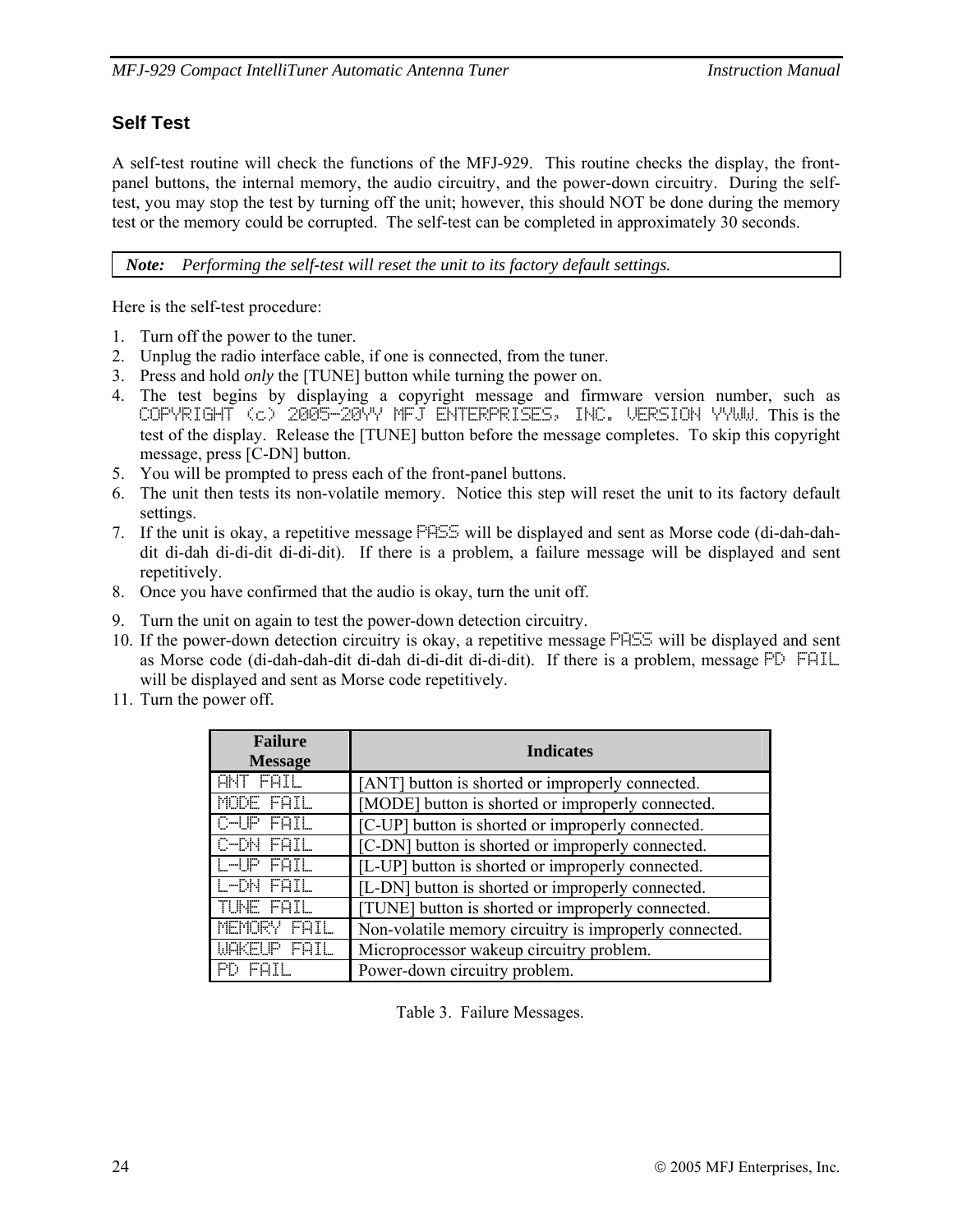## Self Test

A self-test routine will check the functions of the MFJ-929. This routine checks the display, the front-panel buttons, the internal memory, the audio circuitry, and the power-down circuitry. During the self-test, you may stop the test by turning off the unit; however, this should NOT be done during the memory test or the memory could be corrupted. The self-test can be completed in approximately 30 seconds.

| **Note:** *Performing the self-test will reset the unit to its factory default settings.* |
|---|

Here is the self-test procedure:

1. Turn off the power to the tuner.
2. Unplug the radio interface cable, if one is connected, from the tuner.
3. Press and hold *only* the [TUNE] button while turning the power on.
4. The test begins by displaying a copyright message and firmware version number, such as `COPYRIGHT (c) 2005-20YY MFJ ENTERPRISES, INC. VERSION YYWW`. This is the test of the display. Release the [TUNE] button before the message completes. To skip this copyright message, press [C-DN] button.
5. You will be prompted to press each of the front-panel buttons.
6. The unit then tests its non-volatile memory. Notice this step will reset the unit to its factory default settings.
7. If the unit is okay, a repetitive message `PASS` will be displayed and sent as Morse code (di-dah-dah-dit di-dah di-di-dit di-di-dit). If there is a problem, a failure message will be displayed and sent repetitively.
8. Once you have confirmed that the audio is okay, turn the unit off.
9. Turn the unit on again to test the power-down detection circuitry.
10. If the power-down detection circuitry is okay, a repetitive message `PASS` will be displayed and sent as Morse code (di-dah-dah-dit di-dah di-di-dit di-di-dit). If there is a problem, message `PD FAIL` will be displayed and sent as Morse code repetitively.
11. Turn the power off.

| Failure Message | Indicates |
|---|---|
| `ANT FAIL` | [ANT] button is shorted or improperly connected. |
| `MODE FAIL` | [MODE] button is shorted or improperly connected. |
| `C-UP FAIL` | [C-UP] button is shorted or improperly connected. |
| `C-DN FAIL` | [C-DN] button is shorted or improperly connected. |
| `L-UP FAIL` | [L-UP] button is shorted or improperly connected. |
| `L-DN FAIL` | [L-DN] button is shorted or improperly connected. |
| `TUNE FAIL` | [TUNE] button is shorted or improperly connected. |
| `MEMORY FAIL` | Non-volatile memory circuitry is improperly connected. |
| `WAKEUP FAIL` | Microprocessor wakeup circuitry problem. |
| `PD FAIL` | Power-down circuitry problem. |

Table 3. Failure Messages.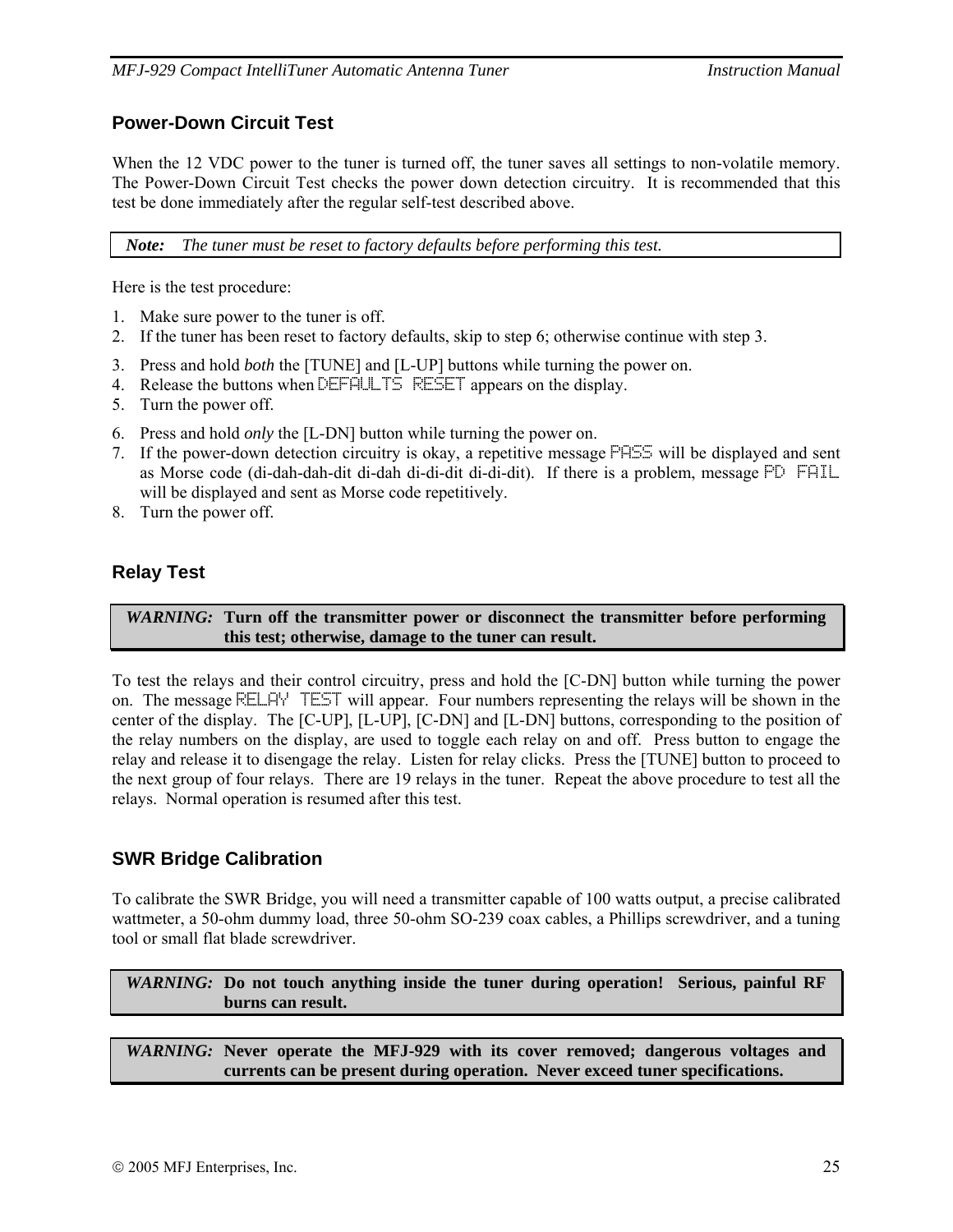## Power-Down Circuit Test

When the 12 VDC power to the tuner is turned off, the tuner saves all settings to non-volatile memory. The Power-Down Circuit Test checks the power down detection circuitry. It is recommended that this test be done immediately after the regular self-test described above.

| ***Note:*** *The tuner must be reset to factory defaults before performing this test.* |
|---|

Here is the test procedure:

1. Make sure power to the tuner is off.
2. If the tuner has been reset to factory defaults, skip to step 6; otherwise continue with step 3.
3. Press and hold *both* the [TUNE] and [L-UP] buttons while turning the power on.
4. Release the buttons when DEFAULTS RESET appears on the display.
5. Turn the power off.
6. Press and hold *only* the [L-DN] button while turning the power on.
7. If the power-down detection circuitry is okay, a repetitive message PASS will be displayed and sent as Morse code (di-dah-dah-dit di-dah di-di-dit di-di-dit). If there is a problem, message PD FAIL will be displayed and sent as Morse code repetitively.
8. Turn the power off.

## Relay Test

| ***WARNING:*** **Turn off the transmitter power or disconnect the transmitter before performing this test; otherwise, damage to the tuner can result.** |
|---|

To test the relays and their control circuitry, press and hold the [C-DN] button while turning the power on. The message RELAY TEST will appear. Four numbers representing the relays will be shown in the center of the display. The [C-UP], [L-UP], [C-DN] and [L-DN] buttons, corresponding to the position of the relay numbers on the display, are used to toggle each relay on and off. Press button to engage the relay and release it to disengage the relay. Listen for relay clicks. Press the [TUNE] button to proceed to the next group of four relays. There are 19 relays in the tuner. Repeat the above procedure to test all the relays. Normal operation is resumed after this test.

## SWR Bridge Calibration

To calibrate the SWR Bridge, you will need a transmitter capable of 100 watts output, a precise calibrated wattmeter, a 50-ohm dummy load, three 50-ohm SO-239 coax cables, a Phillips screwdriver, and a tuning tool or small flat blade screwdriver.

| ***WARNING:*** **Do not touch anything inside the tuner during operation! Serious, painful RF burns can result.** |
|---|

| ***WARNING:*** **Never operate the MFJ-929 with its cover removed; dangerous voltages and currents can be present during operation. Never exceed tuner specifications.** |
|---|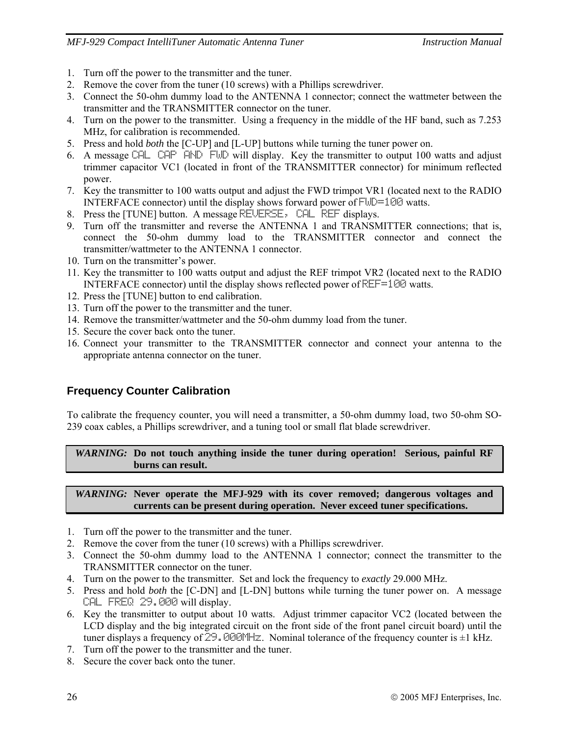1. Turn off the power to the transmitter and the tuner.
2. Remove the cover from the tuner (10 screws) with a Phillips screwdriver.
3. Connect the 50-ohm dummy load to the ANTENNA 1 connector; connect the wattmeter between the transmitter and the TRANSMITTER connector on the tuner.
4. Turn on the power to the transmitter. Using a frequency in the middle of the HF band, such as 7.253 MHz, for calibration is recommended.
5. Press and hold *both* the [C-UP] and [L-UP] buttons while turning the tuner power on.
6. A message `CAL CAP AND FWD` will display. Key the transmitter to output 100 watts and adjust trimmer capacitor VC1 (located in front of the TRANSMITTER connector) for minimum reflected power.
7. Key the transmitter to 100 watts output and adjust the FWD trimpot VR1 (located next to the RADIO INTERFACE connector) until the display shows forward power of `FWD=100` watts.
8. Press the [TUNE] button. A message `REVERSE, CAL REF` displays.
9. Turn off the transmitter and reverse the ANTENNA 1 and TRANSMITTER connections; that is, connect the 50-ohm dummy load to the TRANSMITTER connector and connect the transmitter/wattmeter to the ANTENNA 1 connector.
10. Turn on the transmitter's power.
11. Key the transmitter to 100 watts output and adjust the REF trimpot VR2 (located next to the RADIO INTERFACE connector) until the display shows reflected power of `REF=100` watts.
12. Press the [TUNE] button to end calibration.
13. Turn off the power to the transmitter and the tuner.
14. Remove the transmitter/wattmeter and the 50-ohm dummy load from the tuner.
15. Secure the cover back onto the tuner.
16. Connect your transmitter to the TRANSMITTER connector and connect your antenna to the appropriate antenna connector on the tuner.

## Frequency Counter Calibration

To calibrate the frequency counter, you will need a transmitter, a 50-ohm dummy load, two 50-ohm SO-239 coax cables, a Phillips screwdriver, and a tuning tool or small flat blade screwdriver.

> ***WARNING:*** **Do not touch anything inside the tuner during operation! Serious, painful RF burns can result.**

> ***WARNING:*** **Never operate the MFJ-929 with its cover removed; dangerous voltages and currents can be present during operation. Never exceed tuner specifications.**

1. Turn off the power to the transmitter and the tuner.
2. Remove the cover from the tuner (10 screws) with a Phillips screwdriver.
3. Connect the 50-ohm dummy load to the ANTENNA 1 connector; connect the transmitter to the TRANSMITTER connector on the tuner.
4. Turn on the power to the transmitter. Set and lock the frequency to *exactly* 29.000 MHz.
5. Press and hold *both* the [C-DN] and [L-DN] buttons while turning the tuner power on. A message `CAL FREQ 29.000` will display.
6. Key the transmitter to output about 10 watts. Adjust trimmer capacitor VC2 (located between the LCD display and the big integrated circuit on the front side of the front panel circuit board) until the tuner displays a frequency of `29.000MHz`. Nominal tolerance of the frequency counter is ±1 kHz.
7. Turn off the power to the transmitter and the tuner.
8. Secure the cover back onto the tuner.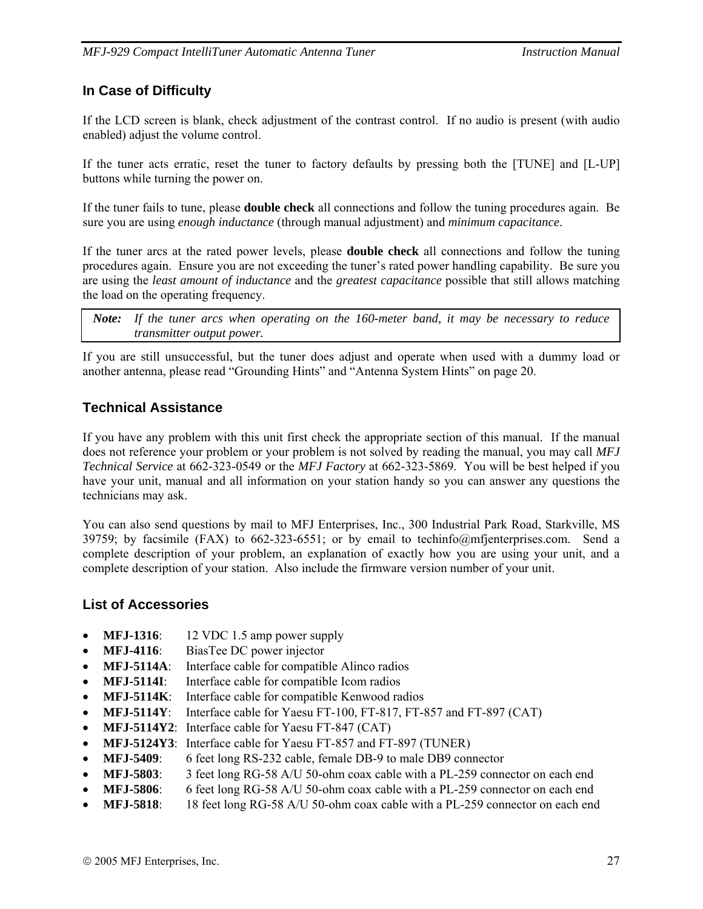## In Case of Difficulty

If the LCD screen is blank, check adjustment of the contrast control. If no audio is present (with audio enabled) adjust the volume control.

If the tuner acts erratic, reset the tuner to factory defaults by pressing both the [TUNE] and [L-UP] buttons while turning the power on.

If the tuner fails to tune, please **double check** all connections and follow the tuning procedures again. Be sure you are using *enough inductance* (through manual adjustment) and *minimum capacitance*.

If the tuner arcs at the rated power levels, please **double check** all connections and follow the tuning procedures again. Ensure you are not exceeding the tuner's rated power handling capability. Be sure you are using the *least amount of inductance* and the *greatest capacitance* possible that still allows matching the load on the operating frequency.

> ***Note:*** *If the tuner arcs when operating on the 160-meter band, it may be necessary to reduce transmitter output power.*

If you are still unsuccessful, but the tuner does adjust and operate when used with a dummy load or another antenna, please read "Grounding Hints" and "Antenna System Hints" on page 20.

## Technical Assistance

If you have any problem with this unit first check the appropriate section of this manual. If the manual does not reference your problem or your problem is not solved by reading the manual, you may call *MFJ Technical Service* at 662-323-0549 or the *MFJ Factory* at 662-323-5869. You will be best helped if you have your unit, manual and all information on your station handy so you can answer any questions the technicians may ask.

You can also send questions by mail to MFJ Enterprises, Inc., 300 Industrial Park Road, Starkville, MS 39759; by facsimile (FAX) to 662-323-6551; or by email to techinfo@mfjenterprises.com. Send a complete description of your problem, an explanation of exactly how you are using your unit, and a complete description of your station. Also include the firmware version number of your unit.

## List of Accessories

- **MFJ-1316**: 12 VDC 1.5 amp power supply
- **MFJ-4116**: BiasTee DC power injector
- **MFJ-5114A**: Interface cable for compatible Alinco radios
- **MFJ-5114I**: Interface cable for compatible Icom radios
- **MFJ-5114K**: Interface cable for compatible Kenwood radios
- **MFJ-5114Y**: Interface cable for Yaesu FT-100, FT-817, FT-857 and FT-897 (CAT)
- **MFJ-5114Y2**: Interface cable for Yaesu FT-847 (CAT)
- **MFJ-5124Y3**: Interface cable for Yaesu FT-857 and FT-897 (TUNER)
- **MFJ-5409**: 6 feet long RS-232 cable, female DB-9 to male DB9 connector
- **MFJ-5803**: 3 feet long RG-58 A/U 50-ohm coax cable with a PL-259 connector on each end
- **MFJ-5806**: 6 feet long RG-58 A/U 50-ohm coax cable with a PL-259 connector on each end
- **MFJ-5818**: 18 feet long RG-58 A/U 50-ohm coax cable with a PL-259 connector on each end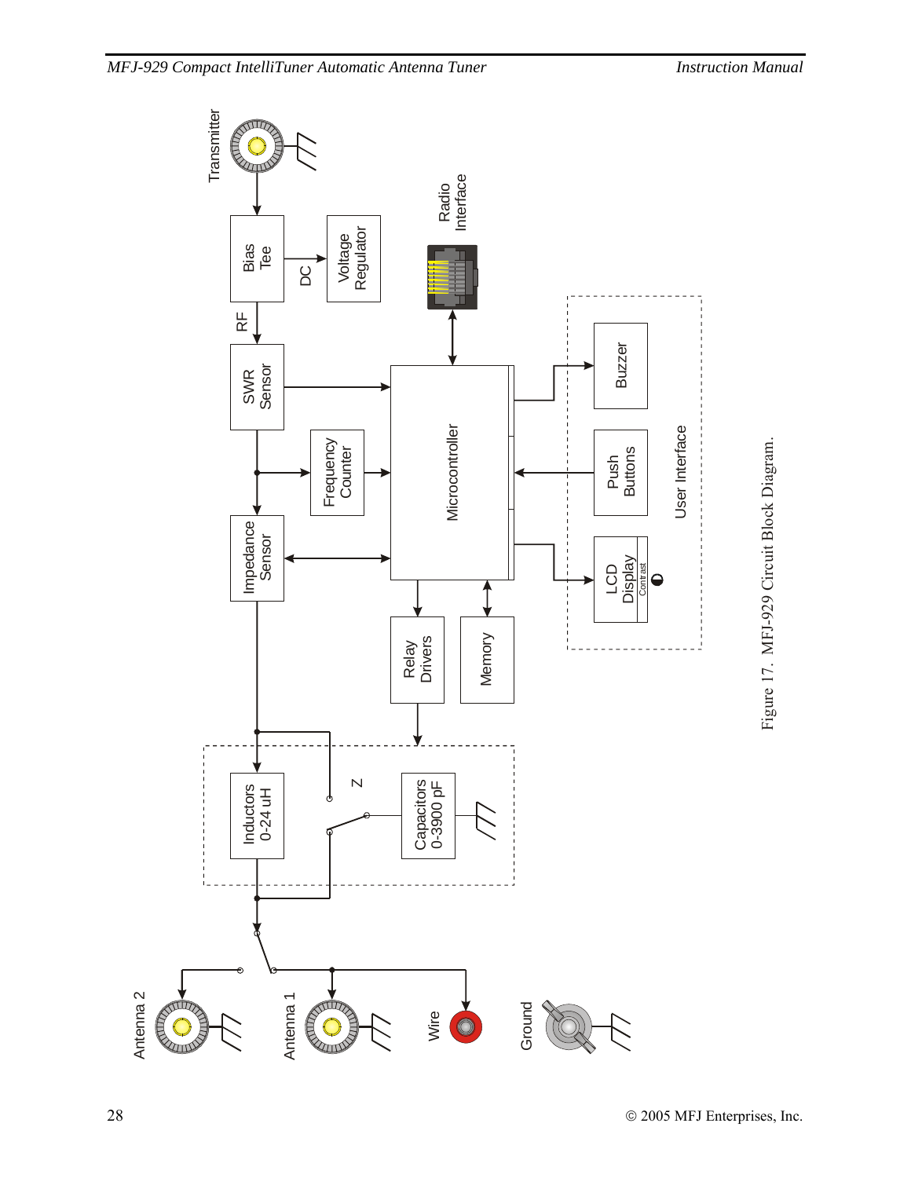Figure 17. MFJ-929 Circuit Block Diagram.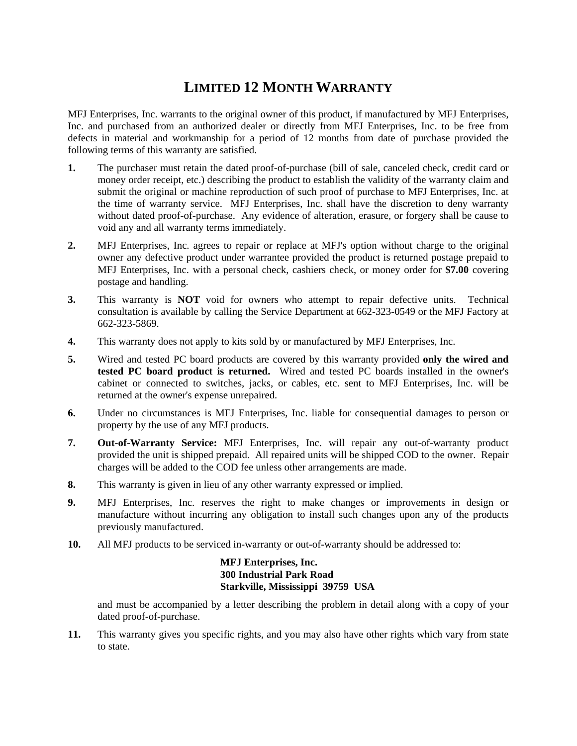# LIMITED 12 MONTH WARRANTY

MFJ Enterprises, Inc. warrants to the original owner of this product, if manufactured by MFJ Enterprises, Inc. and purchased from an authorized dealer or directly from MFJ Enterprises, Inc. to be free from defects in material and workmanship for a period of 12 months from date of purchase provided the following terms of this warranty are satisfied.

**1.** The purchaser must retain the dated proof-of-purchase (bill of sale, canceled check, credit card or money order receipt, etc.) describing the product to establish the validity of the warranty claim and submit the original or machine reproduction of such proof of purchase to MFJ Enterprises, Inc. at the time of warranty service. MFJ Enterprises, Inc. shall have the discretion to deny warranty without dated proof-of-purchase. Any evidence of alteration, erasure, or forgery shall be cause to void any and all warranty terms immediately.

**2.** MFJ Enterprises, Inc. agrees to repair or replace at MFJ's option without charge to the original owner any defective product under warrantee provided the product is returned postage prepaid to MFJ Enterprises, Inc. with a personal check, cashiers check, or money order for **$7.00** covering postage and handling.

**3.** This warranty is **NOT** void for owners who attempt to repair defective units. Technical consultation is available by calling the Service Department at 662-323-0549 or the MFJ Factory at 662-323-5869.

**4.** This warranty does not apply to kits sold by or manufactured by MFJ Enterprises, Inc.

**5.** Wired and tested PC board products are covered by this warranty provided **only the wired and tested PC board product is returned.** Wired and tested PC boards installed in the owner's cabinet or connected to switches, jacks, or cables, etc. sent to MFJ Enterprises, Inc. will be returned at the owner's expense unrepaired.

**6.** Under no circumstances is MFJ Enterprises, Inc. liable for consequential damages to person or property by the use of any MFJ products.

**7.** **Out-of-Warranty Service:** MFJ Enterprises, Inc. will repair any out-of-warranty product provided the unit is shipped prepaid. All repaired units will be shipped COD to the owner. Repair charges will be added to the COD fee unless other arrangements are made.

**8.** This warranty is given in lieu of any other warranty expressed or implied.

**9.** MFJ Enterprises, Inc. reserves the right to make changes or improvements in design or manufacture without incurring any obligation to install such changes upon any of the products previously manufactured.

**10.** All MFJ products to be serviced in-warranty or out-of-warranty should be addressed to:

**MFJ Enterprises, Inc.**
**300 Industrial Park Road**
**Starkville, Mississippi 39759 USA**

and must be accompanied by a letter describing the problem in detail along with a copy of your dated proof-of-purchase.

**11.** This warranty gives you specific rights, and you may also have other rights which vary from state to state.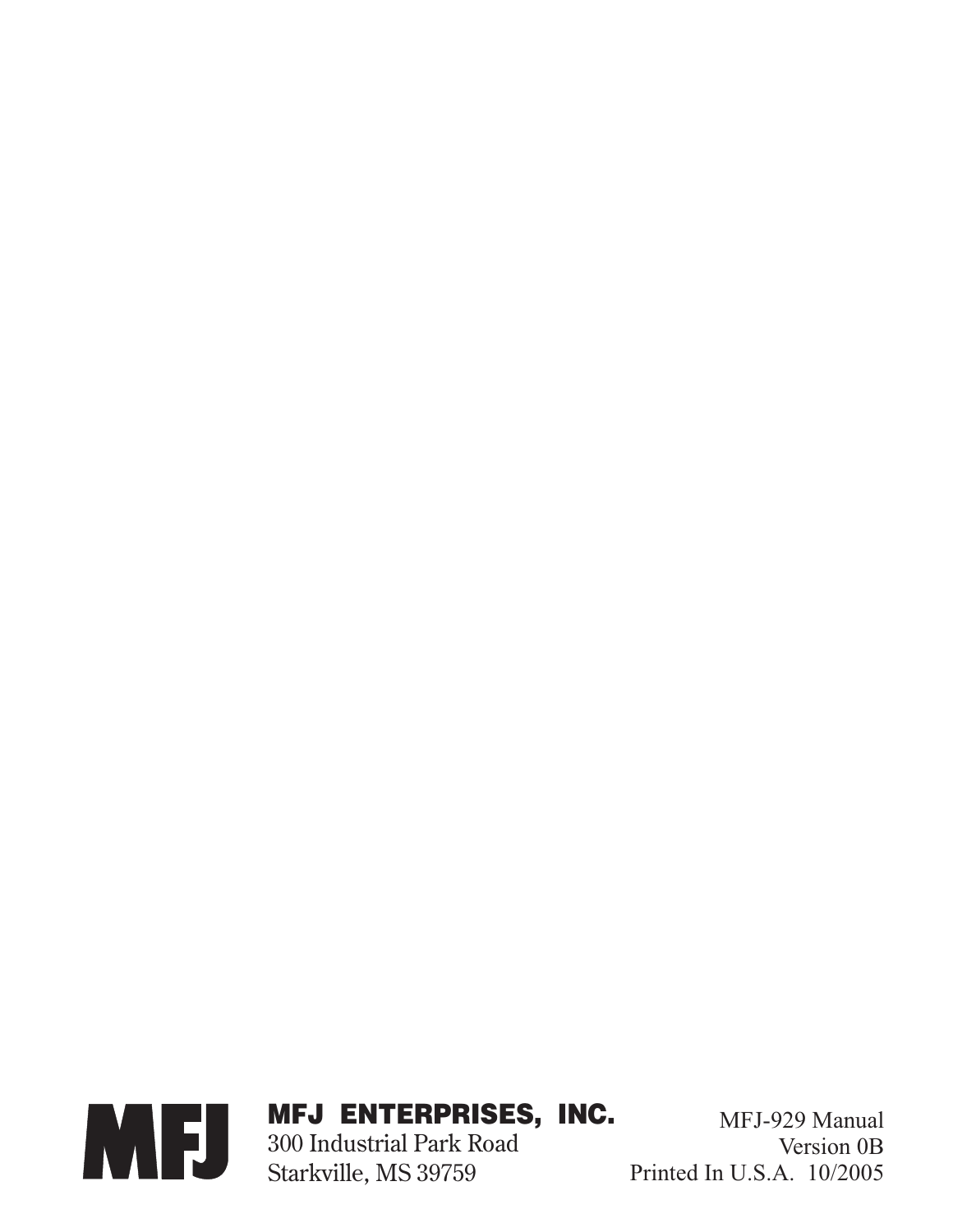**MFJ**

**MFJ ENTERPRISES, INC.**
300 Industrial Park Road
Starkville, MS 39759

MFJ-929 Manual
Version 0B
Printed In U.S.A. 10/2005